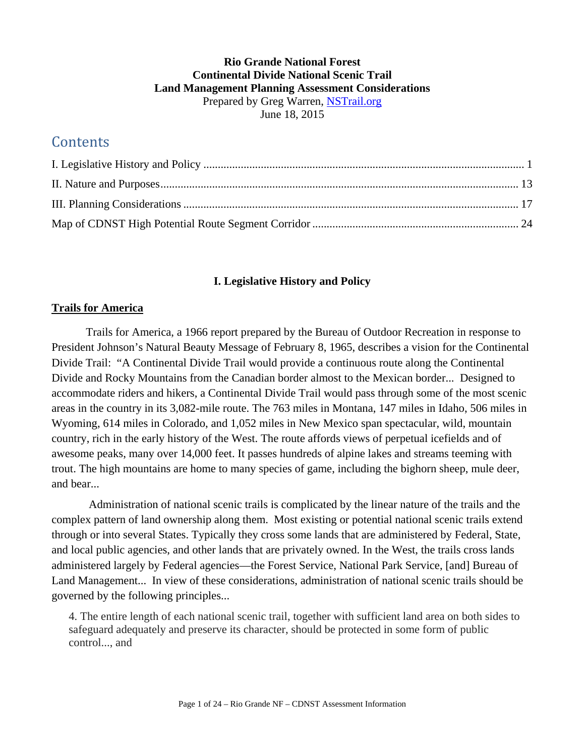**Rio Grande National Forest**
**Continental Divide National Scenic Trail**
**Land Management Planning Assessment Considerations**
Prepared by Greg Warren, NSTrail.org
June 18, 2015

# Contents

I. Legislative History and Policy ........................................ 1
II. Nature and Purposes........................................ 13
III. Planning Considerations ........................................ 17
Map of CDNST High Potential Route Segment Corridor ........................................ 24

## I. Legislative History and Policy

### Trails for America

Trails for America, a 1966 report prepared by the Bureau of Outdoor Recreation in response to President Johnson's Natural Beauty Message of February 8, 1965, describes a vision for the Continental Divide Trail: "A Continental Divide Trail would provide a continuous route along the Continental Divide and Rocky Mountains from the Canadian border almost to the Mexican border... Designed to accommodate riders and hikers, a Continental Divide Trail would pass through some of the most scenic areas in the country in its 3,082-mile route. The 763 miles in Montana, 147 miles in Idaho, 506 miles in Wyoming, 614 miles in Colorado, and 1,052 miles in New Mexico span spectacular, wild, mountain country, rich in the early history of the West. The route affords views of perpetual icefields and of awesome peaks, many over 14,000 feet. It passes hundreds of alpine lakes and streams teeming with trout. The high mountains are home to many species of game, including the bighorn sheep, mule deer, and bear...

Administration of national scenic trails is complicated by the linear nature of the trails and the complex pattern of land ownership along them. Most existing or potential national scenic trails extend through or into several States. Typically they cross some lands that are administered by Federal, State, and local public agencies, and other lands that are privately owned. In the West, the trails cross lands administered largely by Federal agencies—the Forest Service, National Park Service, [and] Bureau of Land Management... In view of these considerations, administration of national scenic trails should be governed by the following principles...

> 4. The entire length of each national scenic trail, together with sufficient land area on both sides to safeguard adequately and preserve its character, should be protected in some form of public control..., and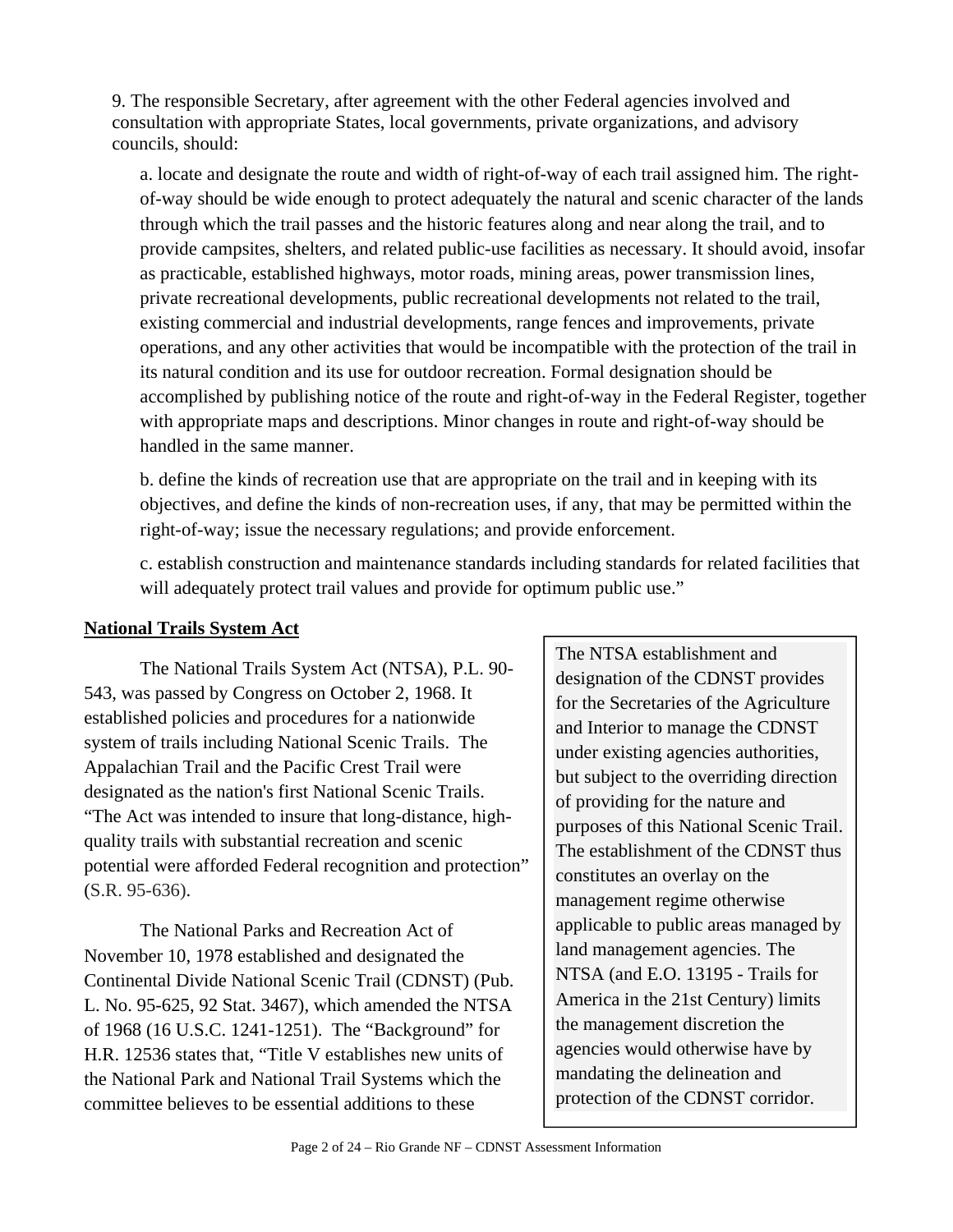9. The responsible Secretary, after agreement with the other Federal agencies involved and consultation with appropriate States, local governments, private organizations, and advisory councils, should:

a. locate and designate the route and width of right-of-way of each trail assigned him. The right-of-way should be wide enough to protect adequately the natural and scenic character of the lands through which the trail passes and the historic features along and near along the trail, and to provide campsites, shelters, and related public-use facilities as necessary. It should avoid, insofar as practicable, established highways, motor roads, mining areas, power transmission lines, private recreational developments, public recreational developments not related to the trail, existing commercial and industrial developments, range fences and improvements, private operations, and any other activities that would be incompatible with the protection of the trail in its natural condition and its use for outdoor recreation. Formal designation should be accomplished by publishing notice of the route and right-of-way in the Federal Register, together with appropriate maps and descriptions. Minor changes in route and right-of-way should be handled in the same manner.

b. define the kinds of recreation use that are appropriate on the trail and in keeping with its objectives, and define the kinds of non-recreation uses, if any, that may be permitted within the right-of-way; issue the necessary regulations; and provide enforcement.

c. establish construction and maintenance standards including standards for related facilities that will adequately protect trail values and provide for optimum public use."

**National Trails System Act**

The National Trails System Act (NTSA), P.L. 90-543, was passed by Congress on October 2, 1968. It established policies and procedures for a nationwide system of trails including National Scenic Trails. The Appalachian Trail and the Pacific Crest Trail were designated as the nation's first National Scenic Trails. "The Act was intended to insure that long-distance, high-quality trails with substantial recreation and scenic potential were afforded Federal recognition and protection" (S.R. 95-636).

The National Parks and Recreation Act of November 10, 1978 established and designated the Continental Divide National Scenic Trail (CDNST) (Pub. L. No. 95-625, 92 Stat. 3467), which amended the NTSA of 1968 (16 U.S.C. 1241-1251). The "Background" for H.R. 12536 states that, "Title V establishes new units of the National Park and National Trail Systems which the committee believes to be essential additions to these

> The NTSA establishment and designation of the CDNST provides for the Secretaries of the Agriculture and Interior to manage the CDNST under existing agencies authorities, but subject to the overriding direction of providing for the nature and purposes of this National Scenic Trail. The establishment of the CDNST thus constitutes an overlay on the management regime otherwise applicable to public areas managed by land management agencies. The NTSA (and E.O. 13195 - Trails for America in the 21st Century) limits the management discretion the agencies would otherwise have by mandating the delineation and protection of the CDNST corridor.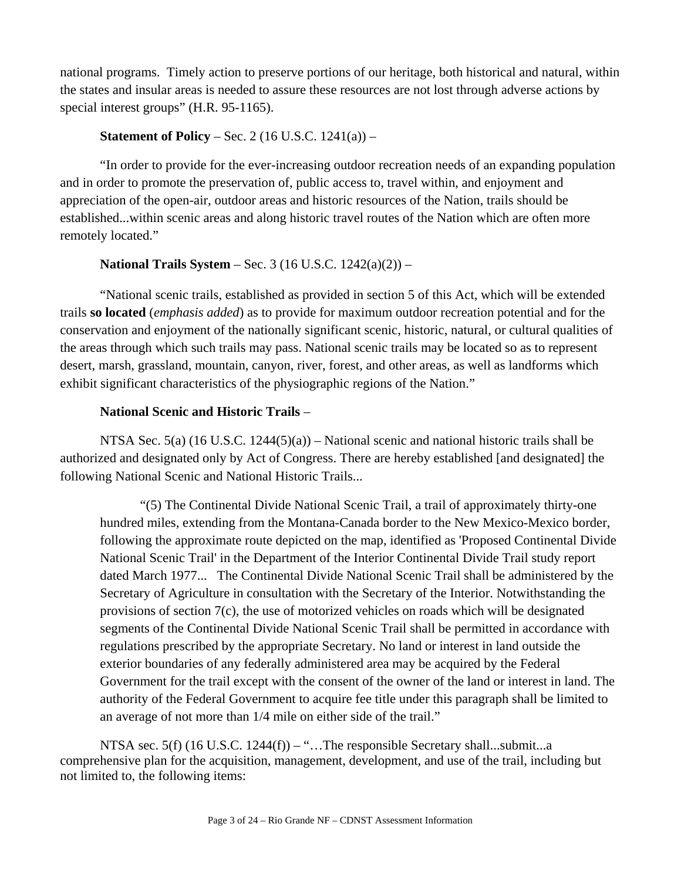national programs. Timely action to preserve portions of our heritage, both historical and natural, within the states and insular areas is needed to assure these resources are not lost through adverse actions by special interest groups" (H.R. 95-1165).

**Statement of Policy** – Sec. 2 (16 U.S.C. 1241(a)) –

"In order to provide for the ever-increasing outdoor recreation needs of an expanding population and in order to promote the preservation of, public access to, travel within, and enjoyment and appreciation of the open-air, outdoor areas and historic resources of the Nation, trails should be established...within scenic areas and along historic travel routes of the Nation which are often more remotely located."

**National Trails System** – Sec. 3 (16 U.S.C. 1242(a)(2)) –

"National scenic trails, established as provided in section 5 of this Act, which will be extended trails **so located** (*emphasis added*) as to provide for maximum outdoor recreation potential and for the conservation and enjoyment of the nationally significant scenic, historic, natural, or cultural qualities of the areas through which such trails may pass. National scenic trails may be located so as to represent desert, marsh, grassland, mountain, canyon, river, forest, and other areas, as well as landforms which exhibit significant characteristics of the physiographic regions of the Nation."

**National Scenic and Historic Trails** –

NTSA Sec. 5(a) (16 U.S.C. 1244(5)(a)) – National scenic and national historic trails shall be authorized and designated only by Act of Congress. There are hereby established [and designated] the following National Scenic and National Historic Trails...

> "(5) The Continental Divide National Scenic Trail, a trail of approximately thirty-one hundred miles, extending from the Montana-Canada border to the New Mexico-Mexico border, following the approximate route depicted on the map, identified as 'Proposed Continental Divide National Scenic Trail' in the Department of the Interior Continental Divide Trail study report dated March 1977... The Continental Divide National Scenic Trail shall be administered by the Secretary of Agriculture in consultation with the Secretary of the Interior. Notwithstanding the provisions of section 7(c), the use of motorized vehicles on roads which will be designated segments of the Continental Divide National Scenic Trail shall be permitted in accordance with regulations prescribed by the appropriate Secretary. No land or interest in land outside the exterior boundaries of any federally administered area may be acquired by the Federal Government for the trail except with the consent of the owner of the land or interest in land. The authority of the Federal Government to acquire fee title under this paragraph shall be limited to an average of not more than 1/4 mile on either side of the trail."

NTSA sec. 5(f) (16 U.S.C. 1244(f)) – "…The responsible Secretary shall...submit...a comprehensive plan for the acquisition, management, development, and use of the trail, including but not limited to, the following items: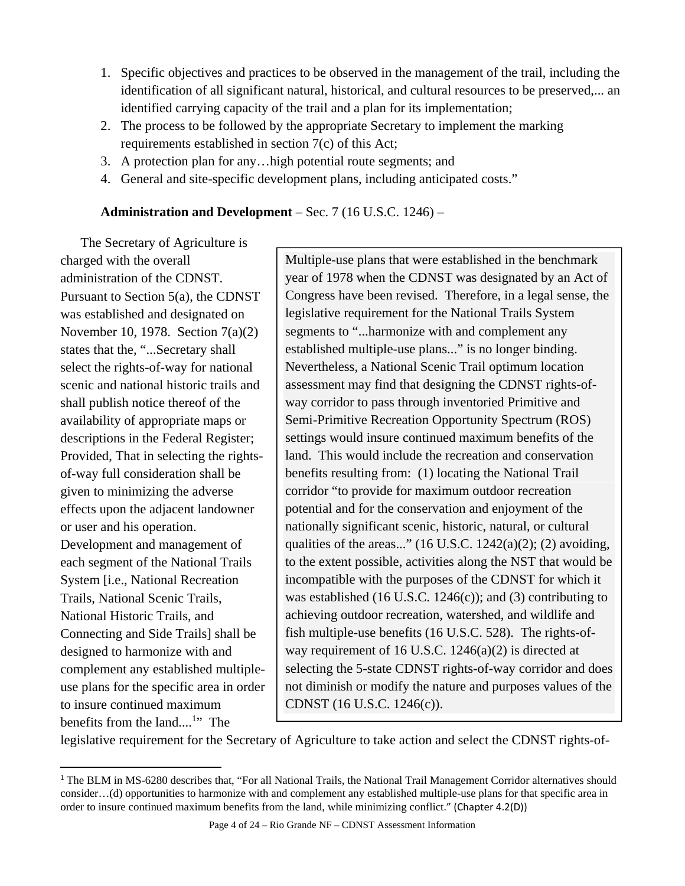1. Specific objectives and practices to be observed in the management of the trail, including the identification of all significant natural, historical, and cultural resources to be preserved,... an identified carrying capacity of the trail and a plan for its implementation;
2. The process to be followed by the appropriate Secretary to implement the marking requirements established in section 7(c) of this Act;
3. A protection plan for any…high potential route segments; and
4. General and site-specific development plans, including anticipated costs."

**Administration and Development** – Sec. 7 (16 U.S.C. 1246) –

The Secretary of Agriculture is charged with the overall administration of the CDNST. Pursuant to Section 5(a), the CDNST was established and designated on November 10, 1978. Section 7(a)(2) states that the, "...Secretary shall select the rights-of-way for national scenic and national historic trails and shall publish notice thereof of the availability of appropriate maps or descriptions in the Federal Register; Provided, That in selecting the rights-of-way full consideration shall be given to minimizing the adverse effects upon the adjacent landowner or user and his operation. Development and management of each segment of the National Trails System [i.e., National Recreation Trails, National Scenic Trails, National Historic Trails, and Connecting and Side Trails] shall be designed to harmonize with and complement any established multiple-use plans for the specific area in order to insure continued maximum benefits from the land....[1]" The legislative requirement for the Secretary of Agriculture to take action and select the CDNST rights-of-

> Multiple-use plans that were established in the benchmark year of 1978 when the CDNST was designated by an Act of Congress have been revised. Therefore, in a legal sense, the legislative requirement for the National Trails System segments to "...harmonize with and complement any established multiple-use plans..." is no longer binding. Nevertheless, a National Scenic Trail optimum location assessment may find that designing the CDNST rights-of-way corridor to pass through inventoried Primitive and Semi-Primitive Recreation Opportunity Spectrum (ROS) settings would insure continued maximum benefits of the land. This would include the recreation and conservation benefits resulting from: (1) locating the National Trail corridor "to provide for maximum outdoor recreation potential and for the conservation and enjoyment of the nationally significant scenic, historic, natural, or cultural qualities of the areas..." (16 U.S.C. 1242(a)(2); (2) avoiding, to the extent possible, activities along the NST that would be incompatible with the purposes of the CDNST for which it was established (16 U.S.C. 1246(c)); and (3) contributing to achieving outdoor recreation, watershed, and wildlife and fish multiple-use benefits (16 U.S.C. 528). The rights-of-way requirement of 16 U.S.C. 1246(a)(2) is directed at selecting the 5-state CDNST rights-of-way corridor and does not diminish or modify the nature and purposes values of the CDNST (16 U.S.C. 1246(c)).

[1] The BLM in MS-6280 describes that, "For all National Trails, the National Trail Management Corridor alternatives should consider…(d) opportunities to harmonize with and complement any established multiple-use plans for that specific area in order to insure continued maximum benefits from the land, while minimizing conflict." (Chapter 4.2(D))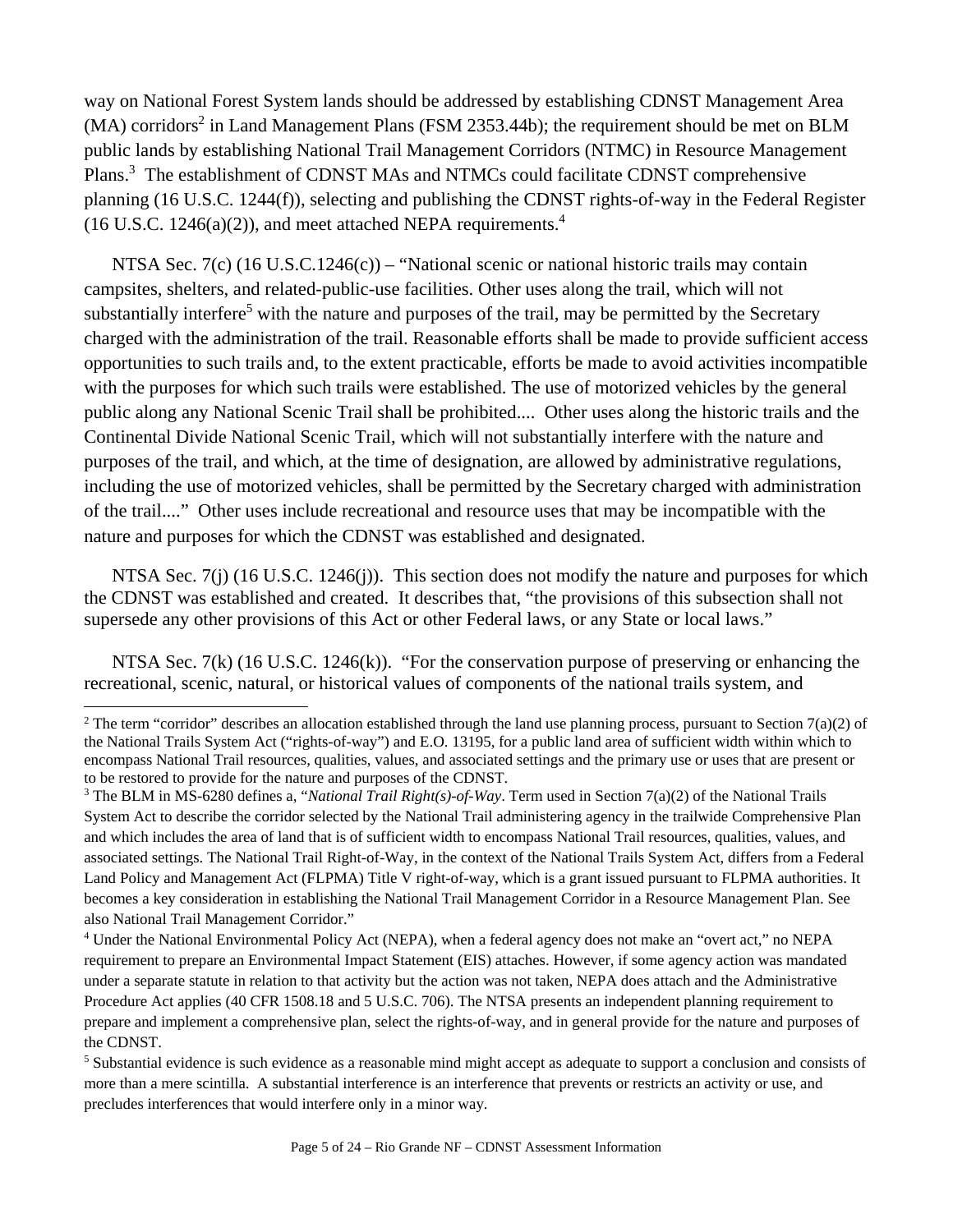way on National Forest System lands should be addressed by establishing CDNST Management Area (MA) corridors[2] in Land Management Plans (FSM 2353.44b); the requirement should be met on BLM public lands by establishing National Trail Management Corridors (NTMC) in Resource Management Plans.[3] The establishment of CDNST MAs and NTMCs could facilitate CDNST comprehensive planning (16 U.S.C. 1244(f)), selecting and publishing the CDNST rights-of-way in the Federal Register (16 U.S.C. 1246(a)(2)), and meet attached NEPA requirements.[4]

NTSA Sec. 7(c) (16 U.S.C.1246(c)) – "National scenic or national historic trails may contain campsites, shelters, and related-public-use facilities. Other uses along the trail, which will not substantially interfere[5] with the nature and purposes of the trail, may be permitted by the Secretary charged with the administration of the trail. Reasonable efforts shall be made to provide sufficient access opportunities to such trails and, to the extent practicable, efforts be made to avoid activities incompatible with the purposes for which such trails were established. The use of motorized vehicles by the general public along any National Scenic Trail shall be prohibited.... Other uses along the historic trails and the Continental Divide National Scenic Trail, which will not substantially interfere with the nature and purposes of the trail, and which, at the time of designation, are allowed by administrative regulations, including the use of motorized vehicles, shall be permitted by the Secretary charged with administration of the trail...." Other uses include recreational and resource uses that may be incompatible with the nature and purposes for which the CDNST was established and designated.

NTSA Sec. 7(j) (16 U.S.C. 1246(j)). This section does not modify the nature and purposes for which the CDNST was established and created. It describes that, "the provisions of this subsection shall not supersede any other provisions of this Act or other Federal laws, or any State or local laws."

NTSA Sec. 7(k) (16 U.S.C. 1246(k)). "For the conservation purpose of preserving or enhancing the recreational, scenic, natural, or historical values of components of the national trails system, and

---

[2] The term "corridor" describes an allocation established through the land use planning process, pursuant to Section 7(a)(2) of the National Trails System Act ("rights-of-way") and E.O. 13195, for a public land area of sufficient width within which to encompass National Trail resources, qualities, values, and associated settings and the primary use or uses that are present or to be restored to provide for the nature and purposes of the CDNST.

[3] The BLM in MS-6280 defines a, "*National Trail Right(s)-of-Way*. Term used in Section 7(a)(2) of the National Trails System Act to describe the corridor selected by the National Trail administering agency in the trailwide Comprehensive Plan and which includes the area of land that is of sufficient width to encompass National Trail resources, qualities, values, and associated settings. The National Trail Right-of-Way, in the context of the National Trails System Act, differs from a Federal Land Policy and Management Act (FLPMA) Title V right-of-way, which is a grant issued pursuant to FLPMA authorities. It becomes a key consideration in establishing the National Trail Management Corridor in a Resource Management Plan. See also National Trail Management Corridor."

[4] Under the National Environmental Policy Act (NEPA), when a federal agency does not make an "overt act," no NEPA requirement to prepare an Environmental Impact Statement (EIS) attaches. However, if some agency action was mandated under a separate statute in relation to that activity but the action was not taken, NEPA does attach and the Administrative Procedure Act applies (40 CFR 1508.18 and 5 U.S.C. 706). The NTSA presents an independent planning requirement to prepare and implement a comprehensive plan, select the rights-of-way, and in general provide for the nature and purposes of the CDNST.

[5] Substantial evidence is such evidence as a reasonable mind might accept as adequate to support a conclusion and consists of more than a mere scintilla. A substantial interference is an interference that prevents or restricts an activity or use, and precludes interferences that would interfere only in a minor way.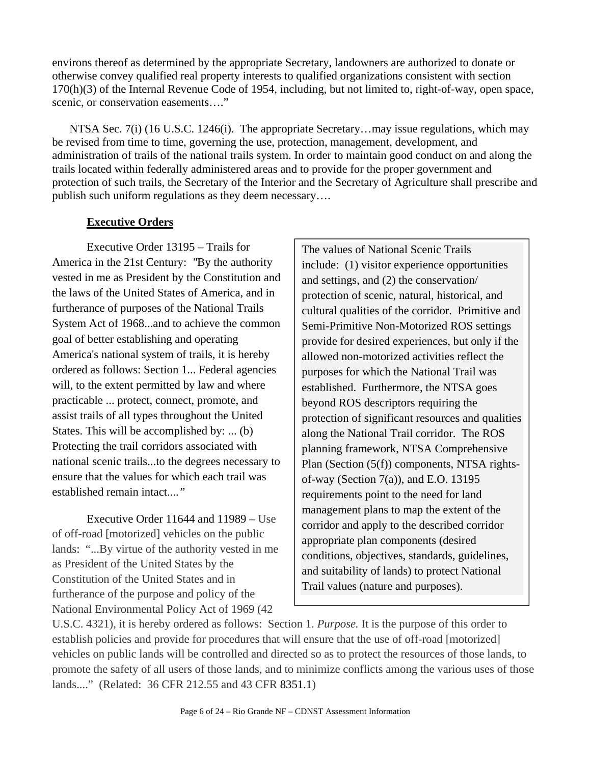environs thereof as determined by the appropriate Secretary, landowners are authorized to donate or otherwise convey qualified real property interests to qualified organizations consistent with section 170(h)(3) of the Internal Revenue Code of 1954, including, but not limited to, right-of-way, open space, scenic, or conservation easements…."

NTSA Sec. 7(i) (16 U.S.C. 1246(i). The appropriate Secretary…may issue regulations, which may be revised from time to time, governing the use, protection, management, development, and administration of trails of the national trails system. In order to maintain good conduct on and along the trails located within federally administered areas and to provide for the proper government and protection of such trails, the Secretary of the Interior and the Secretary of Agriculture shall prescribe and publish such uniform regulations as they deem necessary….

## Executive Orders

Executive Order 13195 – Trails for America in the 21st Century: *"By the authority vested in me as President by the Constitution and the laws of the United States of America, and in furtherance of purposes of the National Trails System Act of 1968...and to achieve the common goal of better establishing and operating America's national system of trails, it is hereby ordered as follows: Section 1... Federal agencies will, to the extent permitted by law and where practicable ... protect, connect, promote, and assist trails of all types throughout the United States. This will be accomplished by: ... (b) Protecting the trail corridors associated with national scenic trails...to the degrees necessary to ensure that the values for which each trail was established remain intact...."*

Executive Order 11644 and 11989 – Use of off-road [motorized] vehicles on the public lands: "...By virtue of the authority vested in me as President of the United States by the Constitution of the United States and in furtherance of the purpose and policy of the National Environmental Policy Act of 1969 (42 U.S.C. 4321), it is hereby ordered as follows: Section 1. *Purpose.* It is the purpose of this order to establish policies and provide for procedures that will ensure that the use of off-road [motorized] vehicles on public lands will be controlled and directed so as to protect the resources of those lands, to promote the safety of all users of those lands, and to minimize conflicts among the various uses of those lands...." (Related: 36 CFR 212.55 and 43 CFR 8351.1)

> The values of National Scenic Trails include: (1) visitor experience opportunities and settings, and (2) the conservation/ protection of scenic, natural, historical, and cultural qualities of the corridor. Primitive and Semi-Primitive Non-Motorized ROS settings provide for desired experiences, but only if the allowed non-motorized activities reflect the purposes for which the National Trail was established. Furthermore, the NTSA goes beyond ROS descriptors requiring the protection of significant resources and qualities along the National Trail corridor. The ROS planning framework, NTSA Comprehensive Plan (Section (5(f)) components, NTSA rights-of-way (Section 7(a)), and E.O. 13195 requirements point to the need for land management plans to map the extent of the corridor and apply to the described corridor appropriate plan components (desired conditions, objectives, standards, guidelines, and suitability of lands) to protect National Trail values (nature and purposes).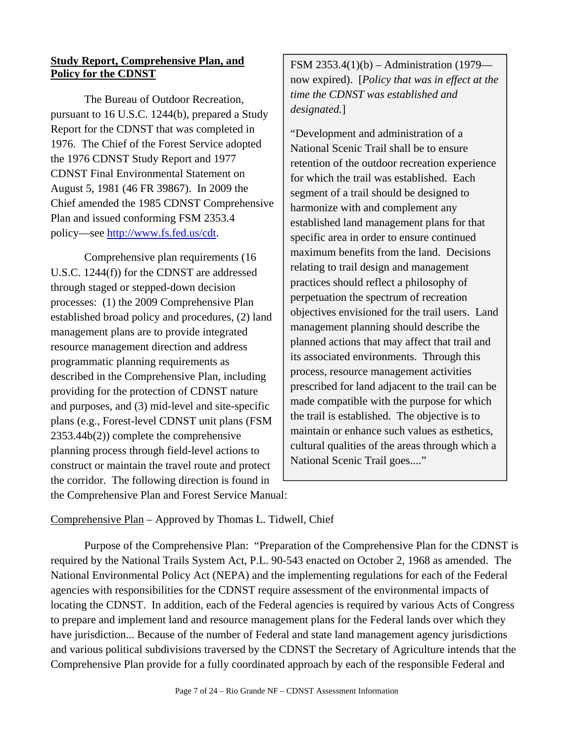**Study Report, Comprehensive Plan, and Policy for the CDNST**

The Bureau of Outdoor Recreation, pursuant to 16 U.S.C. 1244(b), prepared a Study Report for the CDNST that was completed in 1976. The Chief of the Forest Service adopted the 1976 CDNST Study Report and 1977 CDNST Final Environmental Statement on August 5, 1981 (46 FR 39867). In 2009 the Chief amended the 1985 CDNST Comprehensive Plan and issued conforming FSM 2353.4 policy—see http://www.fs.fed.us/cdt.

Comprehensive plan requirements (16 U.S.C. 1244(f)) for the CDNST are addressed through staged or stepped-down decision processes: (1) the 2009 Comprehensive Plan established broad policy and procedures, (2) land management plans are to provide integrated resource management direction and address programmatic planning requirements as described in the Comprehensive Plan, including providing for the protection of CDNST nature and purposes, and (3) mid-level and site-specific plans (e.g., Forest-level CDNST unit plans (FSM 2353.44b(2)) complete the comprehensive planning process through field-level actions to construct or maintain the travel route and protect the corridor. The following direction is found in the Comprehensive Plan and Forest Service Manual:

> FSM 2353.4(1)(b) – Administration (1979—now expired). [*Policy that was in effect at the time the CDNST was established and designated.*]
>
> "Development and administration of a National Scenic Trail shall be to ensure retention of the outdoor recreation experience for which the trail was established. Each segment of a trail should be designed to harmonize with and complement any established land management plans for that specific area in order to ensure continued maximum benefits from the land. Decisions relating to trail design and management practices should reflect a philosophy of perpetuation the spectrum of recreation objectives envisioned for the trail users. Land management planning should describe the planned actions that may affect that trail and its associated environments. Through this process, resource management activities prescribed for land adjacent to the trail can be made compatible with the purpose for which the trail is established. The objective is to maintain or enhance such values as esthetics, cultural qualities of the areas through which a National Scenic Trail goes...."

Comprehensive Plan – Approved by Thomas L. Tidwell, Chief

Purpose of the Comprehensive Plan: "Preparation of the Comprehensive Plan for the CDNST is required by the National Trails System Act, P.L. 90-543 enacted on October 2, 1968 as amended. The National Environmental Policy Act (NEPA) and the implementing regulations for each of the Federal agencies with responsibilities for the CDNST require assessment of the environmental impacts of locating the CDNST. In addition, each of the Federal agencies is required by various Acts of Congress to prepare and implement land and resource management plans for the Federal lands over which they have jurisdiction... Because of the number of Federal and state land management agency jurisdictions and various political subdivisions traversed by the CDNST the Secretary of Agriculture intends that the Comprehensive Plan provide for a fully coordinated approach by each of the responsible Federal and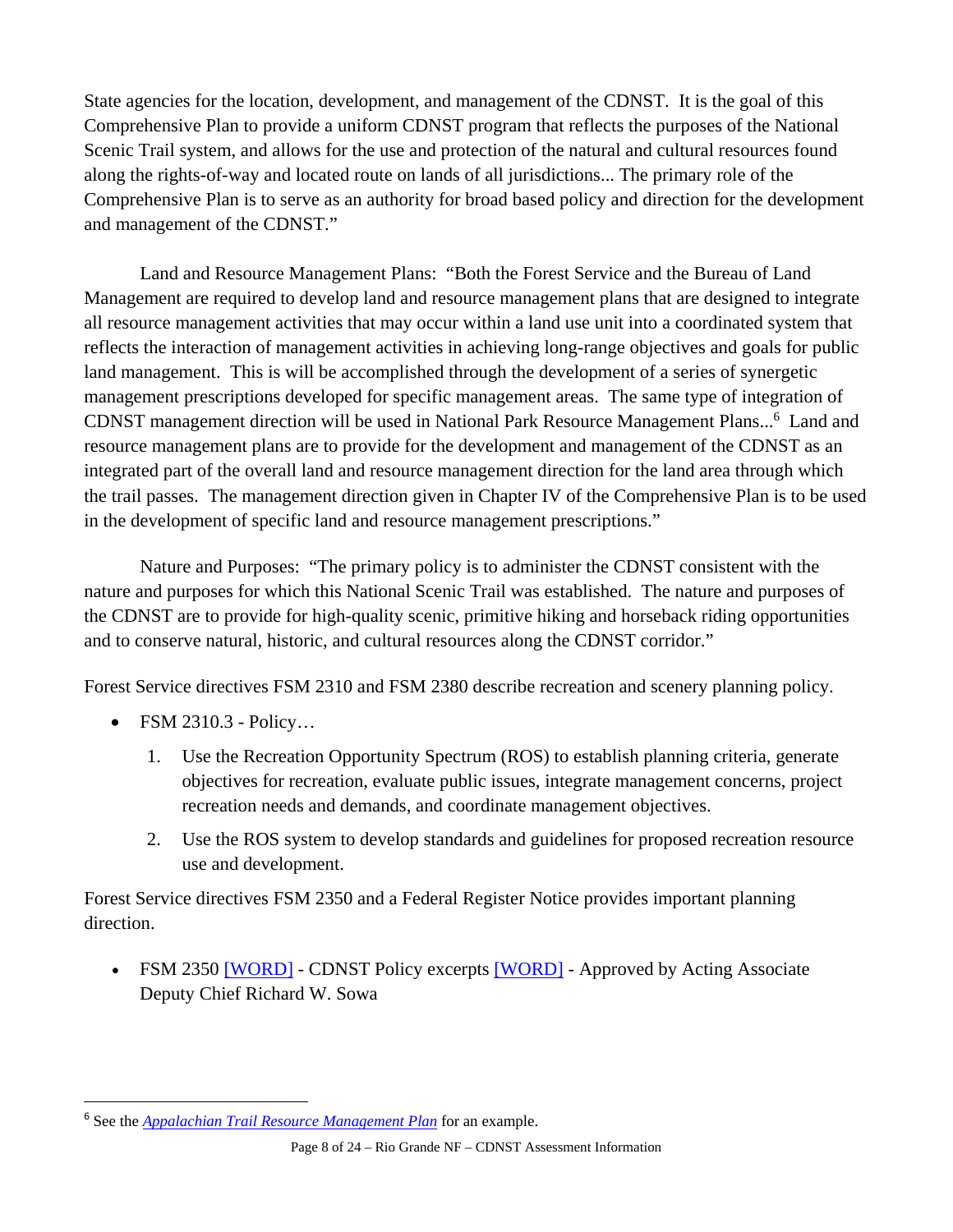State agencies for the location, development, and management of the CDNST. It is the goal of this Comprehensive Plan to provide a uniform CDNST program that reflects the purposes of the National Scenic Trail system, and allows for the use and protection of the natural and cultural resources found along the rights-of-way and located route on lands of all jurisdictions... The primary role of the Comprehensive Plan is to serve as an authority for broad based policy and direction for the development and management of the CDNST."

Land and Resource Management Plans: "Both the Forest Service and the Bureau of Land Management are required to develop land and resource management plans that are designed to integrate all resource management activities that may occur within a land use unit into a coordinated system that reflects the interaction of management activities in achieving long-range objectives and goals for public land management. This is will be accomplished through the development of a series of synergetic management prescriptions developed for specific management areas. The same type of integration of CDNST management direction will be used in National Park Resource Management Plans...[6] Land and resource management plans are to provide for the development and management of the CDNST as an integrated part of the overall land and resource management direction for the land area through which the trail passes. The management direction given in Chapter IV of the Comprehensive Plan is to be used in the development of specific land and resource management prescriptions."

Nature and Purposes: "The primary policy is to administer the CDNST consistent with the nature and purposes for which this National Scenic Trail was established. The nature and purposes of the CDNST are to provide for high-quality scenic, primitive hiking and horseback riding opportunities and to conserve natural, historic, and cultural resources along the CDNST corridor."

Forest Service directives FSM 2310 and FSM 2380 describe recreation and scenery planning policy.

- FSM 2310.3 - Policy…
  1. Use the Recreation Opportunity Spectrum (ROS) to establish planning criteria, generate objectives for recreation, evaluate public issues, integrate management concerns, project recreation needs and demands, and coordinate management objectives.
  2. Use the ROS system to develop standards and guidelines for proposed recreation resource use and development.

Forest Service directives FSM 2350 and a Federal Register Notice provides important planning direction.

- FSM 2350 [WORD] - CDNST Policy excerpts [WORD] - Approved by Acting Associate Deputy Chief Richard W. Sowa

[6] See the *Appalachian Trail Resource Management Plan* for an example.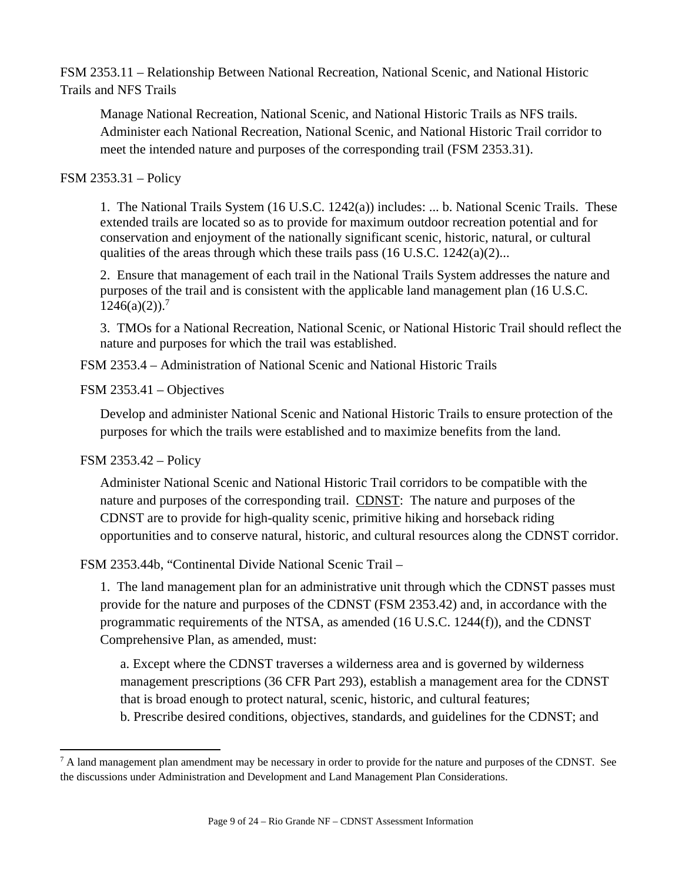FSM 2353.11 – Relationship Between National Recreation, National Scenic, and National Historic Trails and NFS Trails

> Manage National Recreation, National Scenic, and National Historic Trails as NFS trails. Administer each National Recreation, National Scenic, and National Historic Trail corridor to meet the intended nature and purposes of the corresponding trail (FSM 2353.31).

FSM 2353.31 – Policy

> 1. The National Trails System (16 U.S.C. 1242(a)) includes: ... b. National Scenic Trails. These extended trails are located so as to provide for maximum outdoor recreation potential and for conservation and enjoyment of the nationally significant scenic, historic, natural, or cultural qualities of the areas through which these trails pass (16 U.S.C. 1242(a)(2)...
>
> 2. Ensure that management of each trail in the National Trails System addresses the nature and purposes of the trail and is consistent with the applicable land management plan (16 U.S.C. 1246(a)(2)).[7]
>
> 3. TMOs for a National Recreation, National Scenic, or National Historic Trail should reflect the nature and purposes for which the trail was established.

FSM 2353.4 – Administration of National Scenic and National Historic Trails

FSM 2353.41 – Objectives

> Develop and administer National Scenic and National Historic Trails to ensure protection of the purposes for which the trails were established and to maximize benefits from the land.

FSM 2353.42 – Policy

> Administer National Scenic and National Historic Trail corridors to be compatible with the nature and purposes of the corresponding trail. <u>CDNST</u>: The nature and purposes of the CDNST are to provide for high-quality scenic, primitive hiking and horseback riding opportunities and to conserve natural, historic, and cultural resources along the CDNST corridor.

FSM 2353.44b, "Continental Divide National Scenic Trail –

> 1. The land management plan for an administrative unit through which the CDNST passes must provide for the nature and purposes of the CDNST (FSM 2353.42) and, in accordance with the programmatic requirements of the NTSA, as amended (16 U.S.C. 1244(f)), and the CDNST Comprehensive Plan, as amended, must:
>
> > a. Except where the CDNST traverses a wilderness area and is governed by wilderness management prescriptions (36 CFR Part 293), establish a management area for the CDNST that is broad enough to protect natural, scenic, historic, and cultural features;
> > b. Prescribe desired conditions, objectives, standards, and guidelines for the CDNST; and

---

[7] A land management plan amendment may be necessary in order to provide for the nature and purposes of the CDNST. See the discussions under Administration and Development and Land Management Plan Considerations.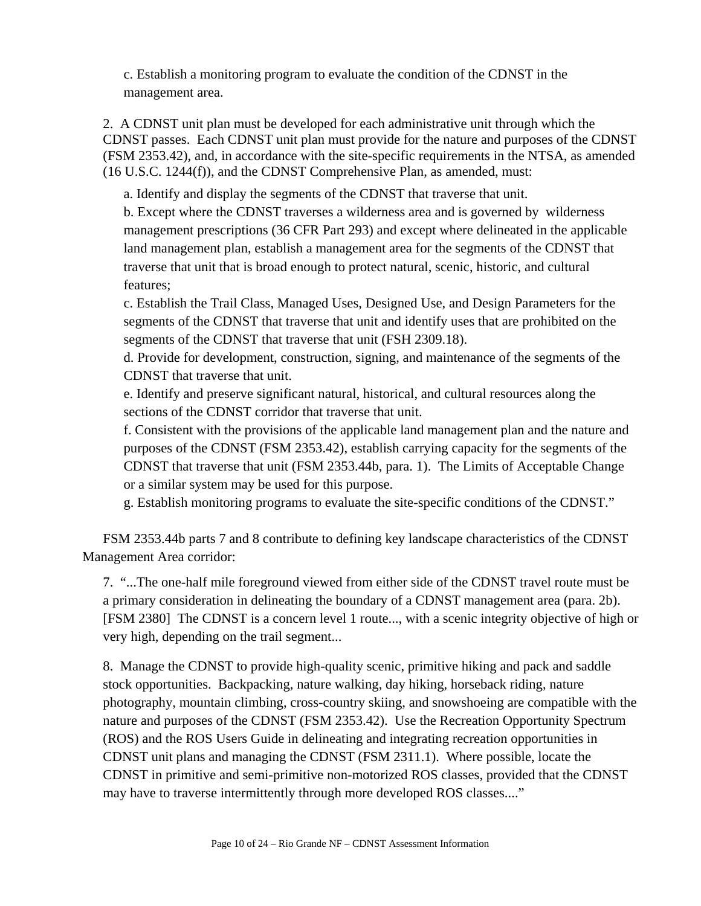c. Establish a monitoring program to evaluate the condition of the CDNST in the management area.

2. A CDNST unit plan must be developed for each administrative unit through which the CDNST passes. Each CDNST unit plan must provide for the nature and purposes of the CDNST (FSM 2353.42), and, in accordance with the site-specific requirements in the NTSA, as amended (16 U.S.C. 1244(f)), and the CDNST Comprehensive Plan, as amended, must:

a. Identify and display the segments of the CDNST that traverse that unit.

b. Except where the CDNST traverses a wilderness area and is governed by wilderness management prescriptions (36 CFR Part 293) and except where delineated in the applicable land management plan, establish a management area for the segments of the CDNST that traverse that unit that is broad enough to protect natural, scenic, historic, and cultural features;

c. Establish the Trail Class, Managed Uses, Designed Use, and Design Parameters for the segments of the CDNST that traverse that unit and identify uses that are prohibited on the segments of the CDNST that traverse that unit (FSH 2309.18).

d. Provide for development, construction, signing, and maintenance of the segments of the CDNST that traverse that unit.

e. Identify and preserve significant natural, historical, and cultural resources along the sections of the CDNST corridor that traverse that unit.

f. Consistent with the provisions of the applicable land management plan and the nature and purposes of the CDNST (FSM 2353.42), establish carrying capacity for the segments of the CDNST that traverse that unit (FSM 2353.44b, para. 1). The Limits of Acceptable Change or a similar system may be used for this purpose.

g. Establish monitoring programs to evaluate the site-specific conditions of the CDNST."

FSM 2353.44b parts 7 and 8 contribute to defining key landscape characteristics of the CDNST Management Area corridor:

7. "...The one-half mile foreground viewed from either side of the CDNST travel route must be a primary consideration in delineating the boundary of a CDNST management area (para. 2b). [FSM 2380] The CDNST is a concern level 1 route..., with a scenic integrity objective of high or very high, depending on the trail segment...

8. Manage the CDNST to provide high-quality scenic, primitive hiking and pack and saddle stock opportunities. Backpacking, nature walking, day hiking, horseback riding, nature photography, mountain climbing, cross-country skiing, and snowshoeing are compatible with the nature and purposes of the CDNST (FSM 2353.42). Use the Recreation Opportunity Spectrum (ROS) and the ROS Users Guide in delineating and integrating recreation opportunities in CDNST unit plans and managing the CDNST (FSM 2311.1). Where possible, locate the CDNST in primitive and semi-primitive non-motorized ROS classes, provided that the CDNST may have to traverse intermittently through more developed ROS classes...."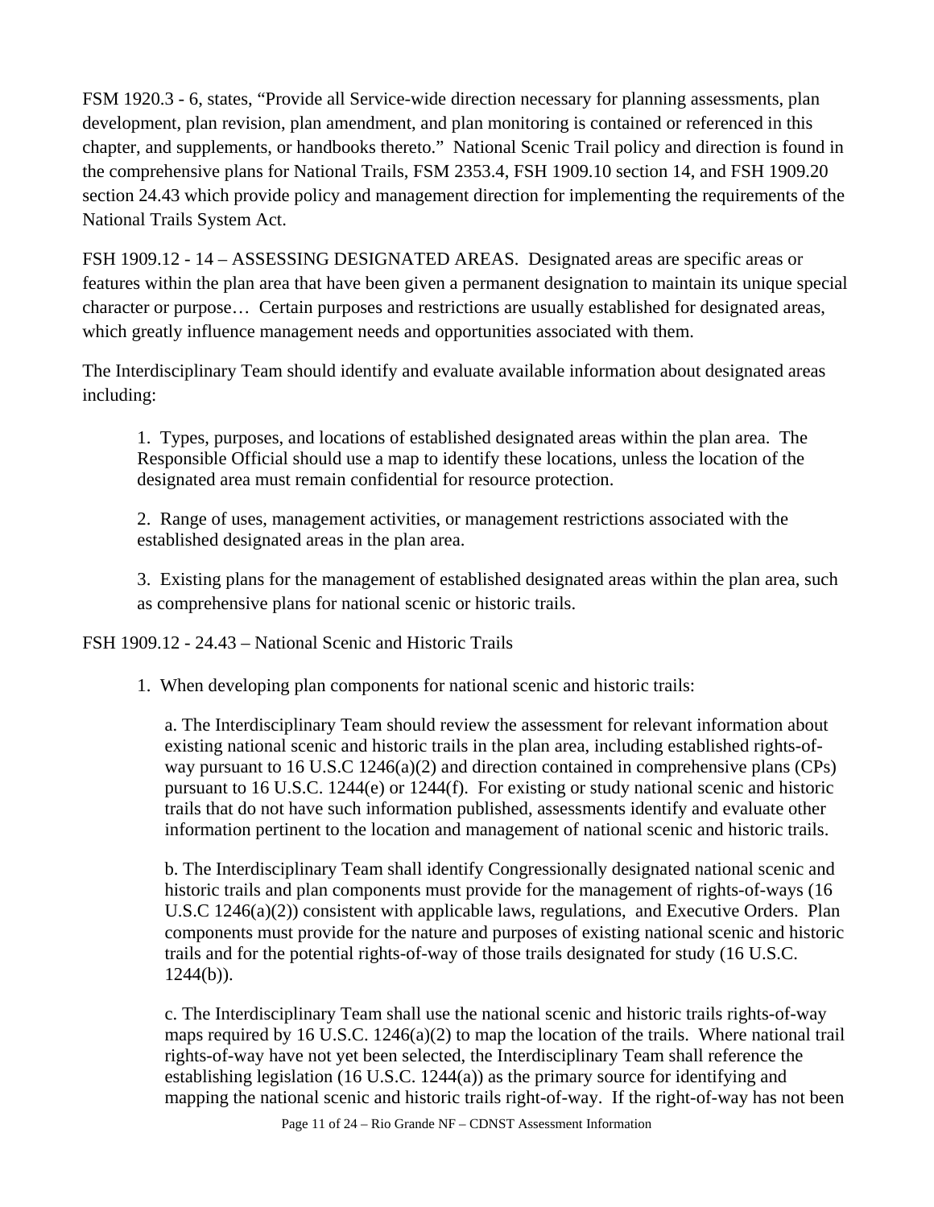FSM 1920.3 - 6, states, "Provide all Service-wide direction necessary for planning assessments, plan development, plan revision, plan amendment, and plan monitoring is contained or referenced in this chapter, and supplements, or handbooks thereto." National Scenic Trail policy and direction is found in the comprehensive plans for National Trails, FSM 2353.4, FSH 1909.10 section 14, and FSH 1909.20 section 24.43 which provide policy and management direction for implementing the requirements of the National Trails System Act.

FSH 1909.12 - 14 – ASSESSING DESIGNATED AREAS. Designated areas are specific areas or features within the plan area that have been given a permanent designation to maintain its unique special character or purpose… Certain purposes and restrictions are usually established for designated areas, which greatly influence management needs and opportunities associated with them.

The Interdisciplinary Team should identify and evaluate available information about designated areas including:

> 1. Types, purposes, and locations of established designated areas within the plan area. The Responsible Official should use a map to identify these locations, unless the location of the designated area must remain confidential for resource protection.
>
> 2. Range of uses, management activities, or management restrictions associated with the established designated areas in the plan area.
>
> 3. Existing plans for the management of established designated areas within the plan area, such as comprehensive plans for national scenic or historic trails.

FSH 1909.12 - 24.43 – National Scenic and Historic Trails

> 1. When developing plan components for national scenic and historic trails:
>
> > a. The Interdisciplinary Team should review the assessment for relevant information about existing national scenic and historic trails in the plan area, including established rights-of-way pursuant to 16 U.S.C 1246(a)(2) and direction contained in comprehensive plans (CPs) pursuant to 16 U.S.C. 1244(e) or 1244(f). For existing or study national scenic and historic trails that do not have such information published, assessments identify and evaluate other information pertinent to the location and management of national scenic and historic trails.
> >
> > b. The Interdisciplinary Team shall identify Congressionally designated national scenic and historic trails and plan components must provide for the management of rights-of-ways (16 U.S.C 1246(a)(2)) consistent with applicable laws, regulations, and Executive Orders. Plan components must provide for the nature and purposes of existing national scenic and historic trails and for the potential rights-of-way of those trails designated for study (16 U.S.C. 1244(b)).
> >
> > c. The Interdisciplinary Team shall use the national scenic and historic trails rights-of-way maps required by 16 U.S.C. 1246(a)(2) to map the location of the trails. Where national trail rights-of-way have not yet been selected, the Interdisciplinary Team shall reference the establishing legislation (16 U.S.C. 1244(a)) as the primary source for identifying and mapping the national scenic and historic trails right-of-way. If the right-of-way has not been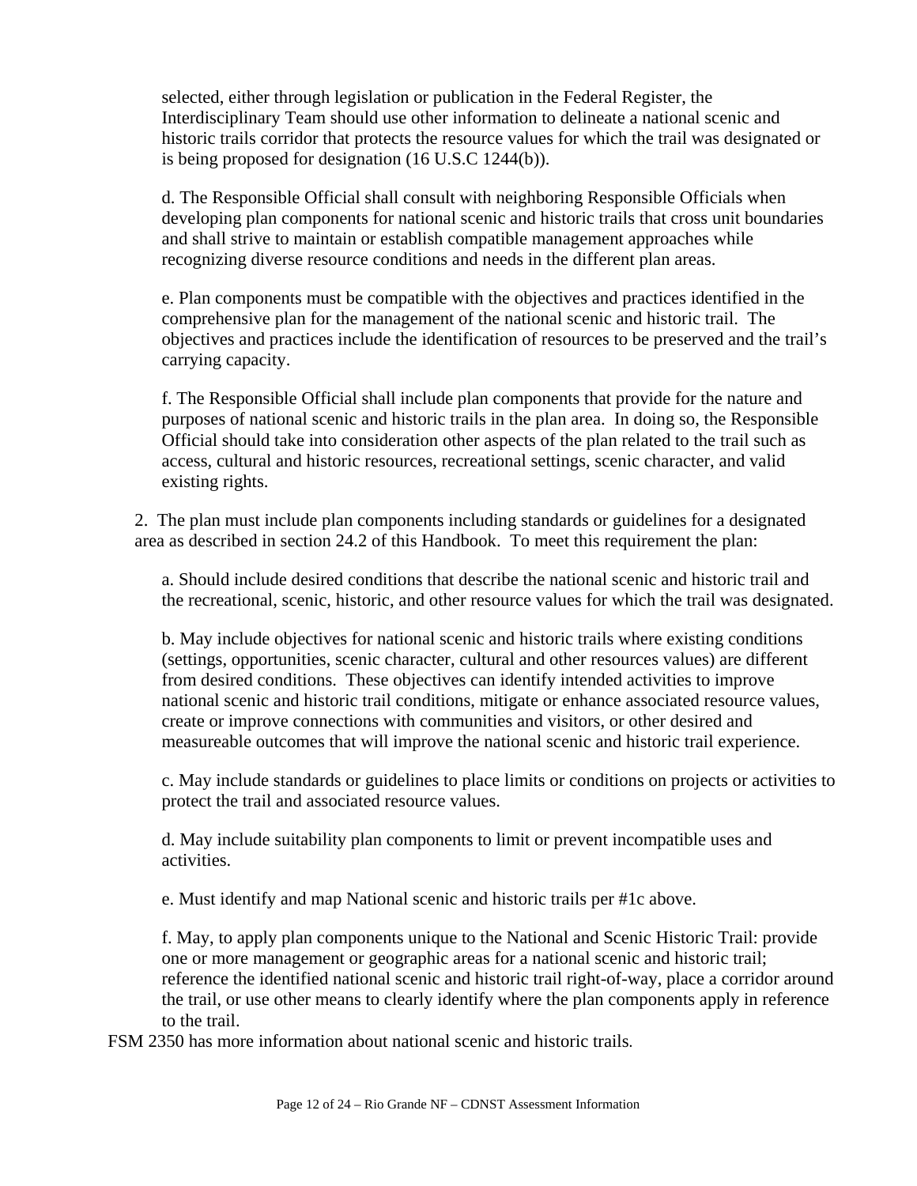selected, either through legislation or publication in the Federal Register, the Interdisciplinary Team should use other information to delineate a national scenic and historic trails corridor that protects the resource values for which the trail was designated or is being proposed for designation (16 U.S.C 1244(b)).

d. The Responsible Official shall consult with neighboring Responsible Officials when developing plan components for national scenic and historic trails that cross unit boundaries and shall strive to maintain or establish compatible management approaches while recognizing diverse resource conditions and needs in the different plan areas.

e. Plan components must be compatible with the objectives and practices identified in the comprehensive plan for the management of the national scenic and historic trail. The objectives and practices include the identification of resources to be preserved and the trail's carrying capacity.

f. The Responsible Official shall include plan components that provide for the nature and purposes of national scenic and historic trails in the plan area. In doing so, the Responsible Official should take into consideration other aspects of the plan related to the trail such as access, cultural and historic resources, recreational settings, scenic character, and valid existing rights.

2. The plan must include plan components including standards or guidelines for a designated area as described in section 24.2 of this Handbook. To meet this requirement the plan:

a. Should include desired conditions that describe the national scenic and historic trail and the recreational, scenic, historic, and other resource values for which the trail was designated.

b. May include objectives for national scenic and historic trails where existing conditions (settings, opportunities, scenic character, cultural and other resources values) are different from desired conditions. These objectives can identify intended activities to improve national scenic and historic trail conditions, mitigate or enhance associated resource values, create or improve connections with communities and visitors, or other desired and measureable outcomes that will improve the national scenic and historic trail experience.

c. May include standards or guidelines to place limits or conditions on projects or activities to protect the trail and associated resource values.

d. May include suitability plan components to limit or prevent incompatible uses and activities.

e. Must identify and map National scenic and historic trails per #1c above.

f. May, to apply plan components unique to the National and Scenic Historic Trail: provide one or more management or geographic areas for a national scenic and historic trail; reference the identified national scenic and historic trail right-of-way, place a corridor around the trail, or use other means to clearly identify where the plan components apply in reference to the trail.

FSM 2350 has more information about national scenic and historic trails.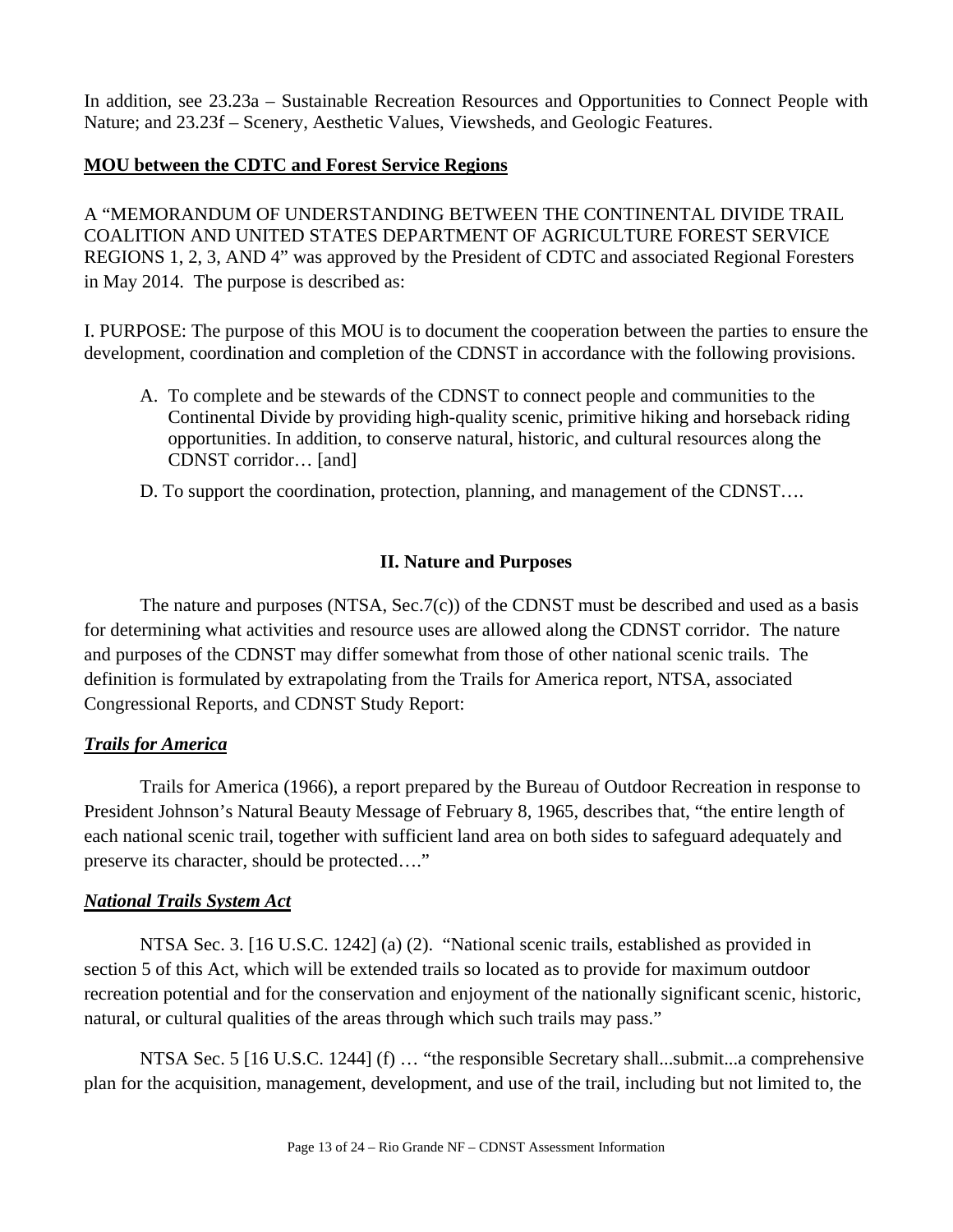In addition, see 23.23a – Sustainable Recreation Resources and Opportunities to Connect People with Nature; and 23.23f – Scenery, Aesthetic Values, Viewsheds, and Geologic Features.

**MOU between the CDTC and Forest Service Regions**

A "MEMORANDUM OF UNDERSTANDING BETWEEN THE CONTINENTAL DIVIDE TRAIL COALITION AND UNITED STATES DEPARTMENT OF AGRICULTURE FOREST SERVICE REGIONS 1, 2, 3, AND 4" was approved by the President of CDTC and associated Regional Foresters in May 2014. The purpose is described as:

I. PURPOSE: The purpose of this MOU is to document the cooperation between the parties to ensure the development, coordination and completion of the CDNST in accordance with the following provisions.

A. To complete and be stewards of the CDNST to connect people and communities to the Continental Divide by providing high-quality scenic, primitive hiking and horseback riding opportunities. In addition, to conserve natural, historic, and cultural resources along the CDNST corridor… [and]

D. To support the coordination, protection, planning, and management of the CDNST….

## II. Nature and Purposes

The nature and purposes (NTSA, Sec.7(c)) of the CDNST must be described and used as a basis for determining what activities and resource uses are allowed along the CDNST corridor. The nature and purposes of the CDNST may differ somewhat from those of other national scenic trails. The definition is formulated by extrapolating from the Trails for America report, NTSA, associated Congressional Reports, and CDNST Study Report:

### ***Trails for America***

Trails for America (1966), a report prepared by the Bureau of Outdoor Recreation in response to President Johnson's Natural Beauty Message of February 8, 1965, describes that, "the entire length of each national scenic trail, together with sufficient land area on both sides to safeguard adequately and preserve its character, should be protected…."

### ***National Trails System Act***

NTSA Sec. 3. [16 U.S.C. 1242] (a) (2). "National scenic trails, established as provided in section 5 of this Act, which will be extended trails so located as to provide for maximum outdoor recreation potential and for the conservation and enjoyment of the nationally significant scenic, historic, natural, or cultural qualities of the areas through which such trails may pass."

NTSA Sec. 5 [16 U.S.C. 1244] (f) … "the responsible Secretary shall...submit...a comprehensive plan for the acquisition, management, development, and use of the trail, including but not limited to, the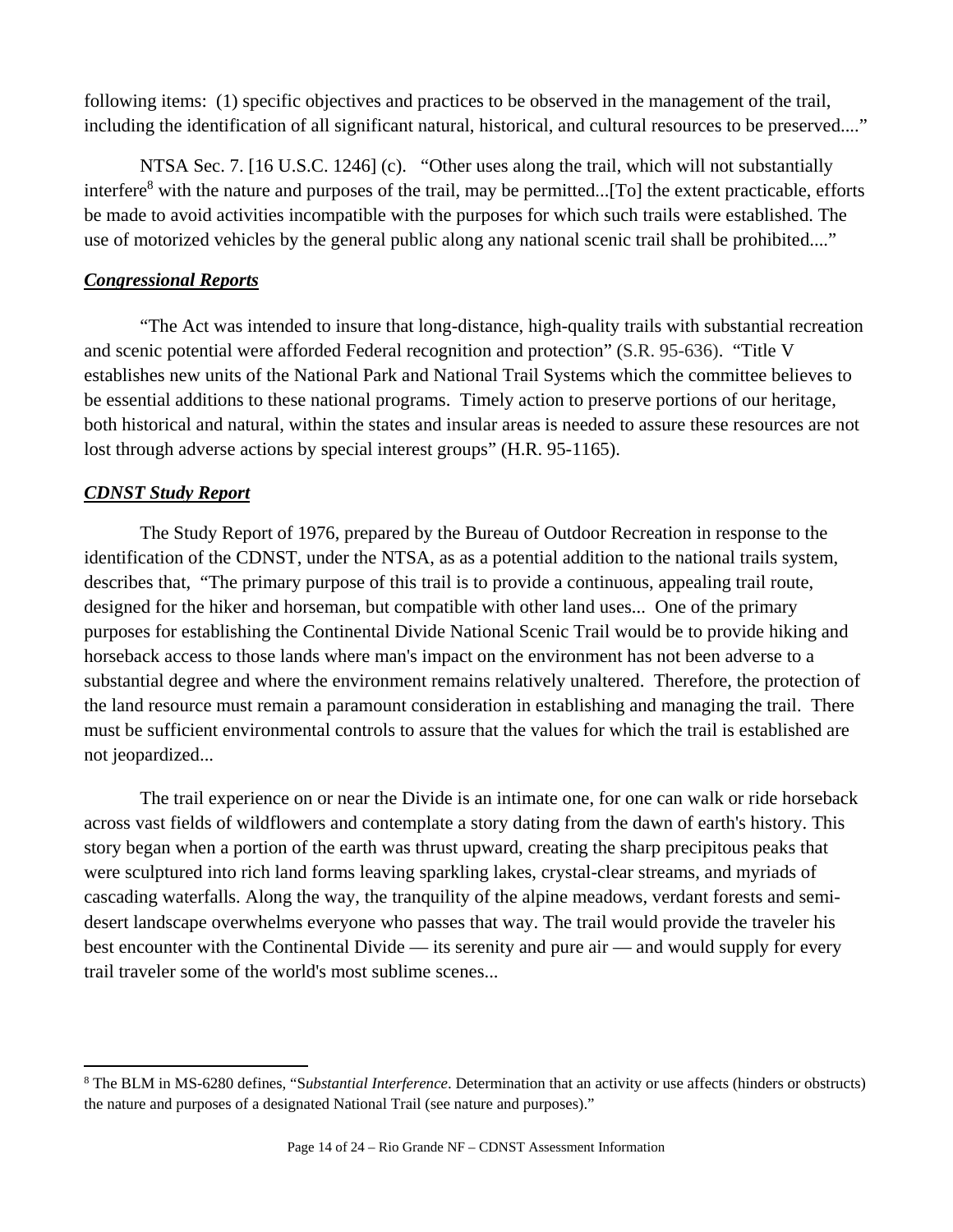following items: (1) specific objectives and practices to be observed in the management of the trail, including the identification of all significant natural, historical, and cultural resources to be preserved...."

NTSA Sec. 7. [16 U.S.C. 1246] (c). "Other uses along the trail, which will not substantially interfere[8] with the nature and purposes of the trail, may be permitted...[To] the extent practicable, efforts be made to avoid activities incompatible with the purposes for which such trails were established. The use of motorized vehicles by the general public along any national scenic trail shall be prohibited...."

***Congressional Reports***

"The Act was intended to insure that long-distance, high-quality trails with substantial recreation and scenic potential were afforded Federal recognition and protection" (S.R. 95-636). "Title V establishes new units of the National Park and National Trail Systems which the committee believes to be essential additions to these national programs. Timely action to preserve portions of our heritage, both historical and natural, within the states and insular areas is needed to assure these resources are not lost through adverse actions by special interest groups" (H.R. 95-1165).

***CDNST Study Report***

The Study Report of 1976, prepared by the Bureau of Outdoor Recreation in response to the identification of the CDNST, under the NTSA, as as a potential addition to the national trails system, describes that, "The primary purpose of this trail is to provide a continuous, appealing trail route, designed for the hiker and horseman, but compatible with other land uses... One of the primary purposes for establishing the Continental Divide National Scenic Trail would be to provide hiking and horseback access to those lands where man's impact on the environment has not been adverse to a substantial degree and where the environment remains relatively unaltered. Therefore, the protection of the land resource must remain a paramount consideration in establishing and managing the trail. There must be sufficient environmental controls to assure that the values for which the trail is established are not jeopardized...

The trail experience on or near the Divide is an intimate one, for one can walk or ride horseback across vast fields of wildflowers and contemplate a story dating from the dawn of earth's history. This story began when a portion of the earth was thrust upward, creating the sharp precipitous peaks that were sculptured into rich land forms leaving sparkling lakes, crystal-clear streams, and myriads of cascading waterfalls. Along the way, the tranquility of the alpine meadows, verdant forests and semi-desert landscape overwhelms everyone who passes that way. The trail would provide the traveler his best encounter with the Continental Divide — its serenity and pure air — and would supply for every trail traveler some of the world's most sublime scenes...

---

[8] The BLM in MS-6280 defines, "S*ubstantial Interference*. Determination that an activity or use affects (hinders or obstructs) the nature and purposes of a designated National Trail (see nature and purposes)."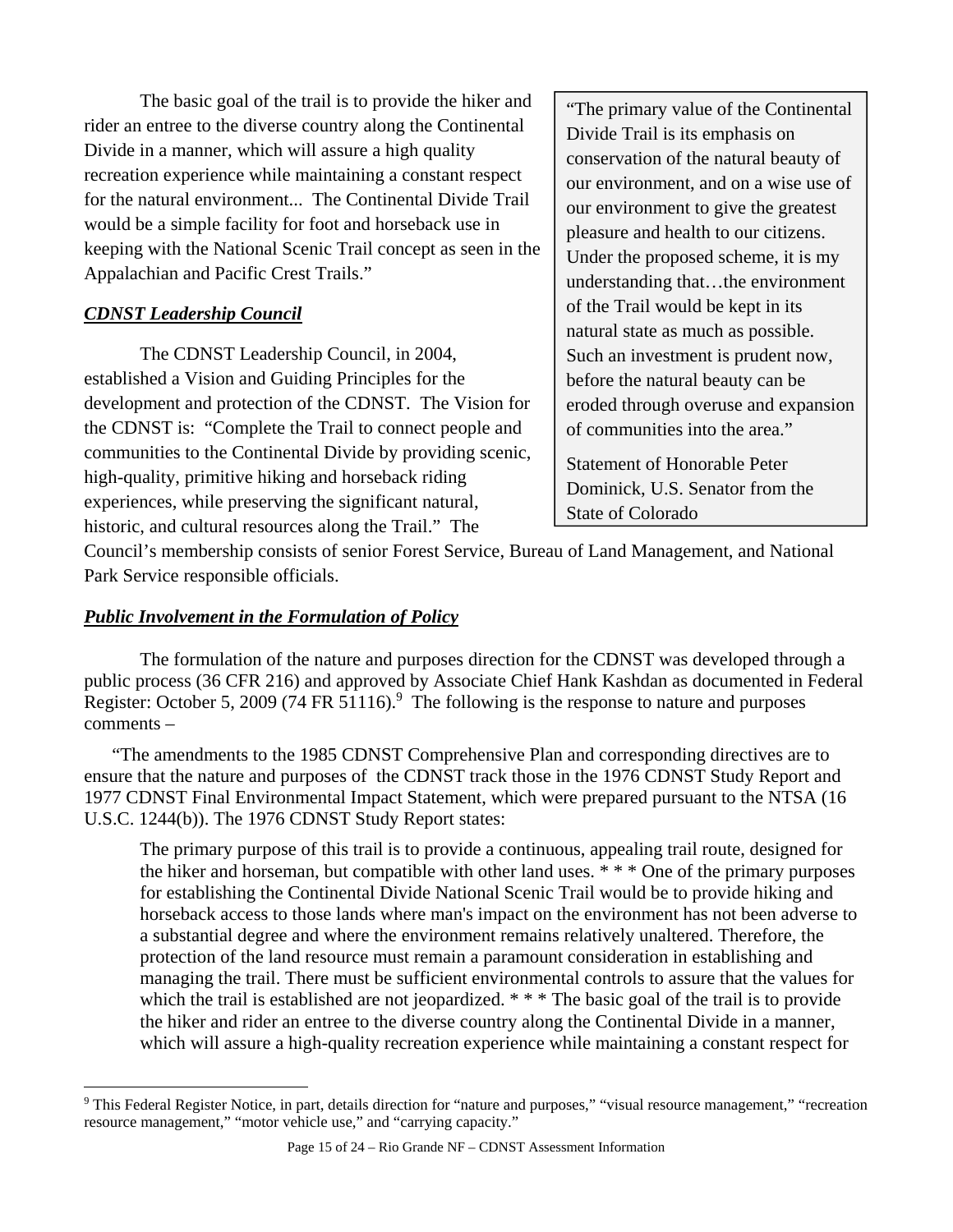The basic goal of the trail is to provide the hiker and rider an entree to the diverse country along the Continental Divide in a manner, which will assure a high quality recreation experience while maintaining a constant respect for the natural environment... The Continental Divide Trail would be a simple facility for foot and horseback use in keeping with the National Scenic Trail concept as seen in the Appalachian and Pacific Crest Trails."

> "The primary value of the Continental Divide Trail is its emphasis on conservation of the natural beauty of our environment, and on a wise use of our environment to give the greatest pleasure and health to our citizens. Under the proposed scheme, it is my understanding that…the environment of the Trail would be kept in its natural state as much as possible. Such an investment is prudent now, before the natural beauty can be eroded through overuse and expansion of communities into the area."
>
> Statement of Honorable Peter Dominick, U.S. Senator from the State of Colorado

***CDNST Leadership Council***

The CDNST Leadership Council, in 2004, established a Vision and Guiding Principles for the development and protection of the CDNST. The Vision for the CDNST is: "Complete the Trail to connect people and communities to the Continental Divide by providing scenic, high-quality, primitive hiking and horseback riding experiences, while preserving the significant natural, historic, and cultural resources along the Trail." The Council's membership consists of senior Forest Service, Bureau of Land Management, and National Park Service responsible officials.

***Public Involvement in the Formulation of Policy***

The formulation of the nature and purposes direction for the CDNST was developed through a public process (36 CFR 216) and approved by Associate Chief Hank Kashdan as documented in Federal Register: October 5, 2009 (74 FR 51116).[9] The following is the response to nature and purposes comments –

"The amendments to the 1985 CDNST Comprehensive Plan and corresponding directives are to ensure that the nature and purposes of the CDNST track those in the 1976 CDNST Study Report and 1977 CDNST Final Environmental Impact Statement, which were prepared pursuant to the NTSA (16 U.S.C. 1244(b)). The 1976 CDNST Study Report states:

> The primary purpose of this trail is to provide a continuous, appealing trail route, designed for the hiker and horseman, but compatible with other land uses. * * * One of the primary purposes for establishing the Continental Divide National Scenic Trail would be to provide hiking and horseback access to those lands where man's impact on the environment has not been adverse to a substantial degree and where the environment remains relatively unaltered. Therefore, the protection of the land resource must remain a paramount consideration in establishing and managing the trail. There must be sufficient environmental controls to assure that the values for which the trail is established are not jeopardized. * * * The basic goal of the trail is to provide the hiker and rider an entree to the diverse country along the Continental Divide in a manner, which will assure a high-quality recreation experience while maintaining a constant respect for

[9] This Federal Register Notice, in part, details direction for "nature and purposes," "visual resource management," "recreation resource management," "motor vehicle use," and "carrying capacity."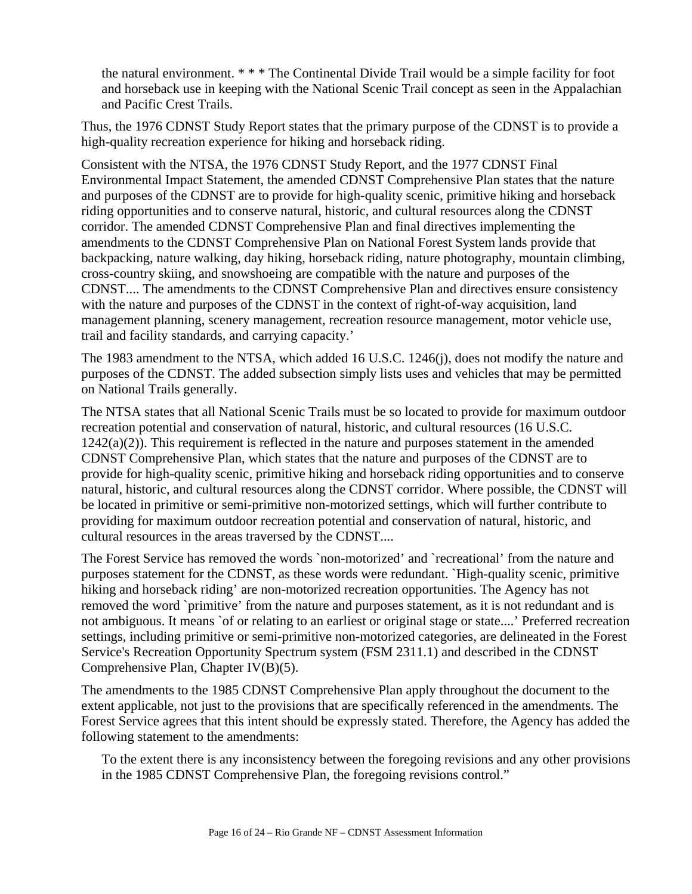> the natural environment. * * * The Continental Divide Trail would be a simple facility for foot and horseback use in keeping with the National Scenic Trail concept as seen in the Appalachian and Pacific Crest Trails.

Thus, the 1976 CDNST Study Report states that the primary purpose of the CDNST is to provide a high-quality recreation experience for hiking and horseback riding.

Consistent with the NTSA, the 1976 CDNST Study Report, and the 1977 CDNST Final Environmental Impact Statement, the amended CDNST Comprehensive Plan states that the nature and purposes of the CDNST are to provide for high-quality scenic, primitive hiking and horseback riding opportunities and to conserve natural, historic, and cultural resources along the CDNST corridor. The amended CDNST Comprehensive Plan and final directives implementing the amendments to the CDNST Comprehensive Plan on National Forest System lands provide that backpacking, nature walking, day hiking, horseback riding, nature photography, mountain climbing, cross-country skiing, and snowshoeing are compatible with the nature and purposes of the CDNST.... The amendments to the CDNST Comprehensive Plan and directives ensure consistency with the nature and purposes of the CDNST in the context of right-of-way acquisition, land management planning, scenery management, recreation resource management, motor vehicle use, trail and facility standards, and carrying capacity.'

The 1983 amendment to the NTSA, which added 16 U.S.C. 1246(j), does not modify the nature and purposes of the CDNST. The added subsection simply lists uses and vehicles that may be permitted on National Trails generally.

The NTSA states that all National Scenic Trails must be so located to provide for maximum outdoor recreation potential and conservation of natural, historic, and cultural resources (16 U.S.C. 1242(a)(2)). This requirement is reflected in the nature and purposes statement in the amended CDNST Comprehensive Plan, which states that the nature and purposes of the CDNST are to provide for high-quality scenic, primitive hiking and horseback riding opportunities and to conserve natural, historic, and cultural resources along the CDNST corridor. Where possible, the CDNST will be located in primitive or semi-primitive non-motorized settings, which will further contribute to providing for maximum outdoor recreation potential and conservation of natural, historic, and cultural resources in the areas traversed by the CDNST....

The Forest Service has removed the words `non-motorized' and `recreational' from the nature and purposes statement for the CDNST, as these words were redundant. `High-quality scenic, primitive hiking and horseback riding' are non-motorized recreation opportunities. The Agency has not removed the word `primitive' from the nature and purposes statement, as it is not redundant and is not ambiguous. It means `of or relating to an earliest or original stage or state....' Preferred recreation settings, including primitive or semi-primitive non-motorized categories, are delineated in the Forest Service's Recreation Opportunity Spectrum system (FSM 2311.1) and described in the CDNST Comprehensive Plan, Chapter IV(B)(5).

The amendments to the 1985 CDNST Comprehensive Plan apply throughout the document to the extent applicable, not just to the provisions that are specifically referenced in the amendments. The Forest Service agrees that this intent should be expressly stated. Therefore, the Agency has added the following statement to the amendments:

> To the extent there is any inconsistency between the foregoing revisions and any other provisions in the 1985 CDNST Comprehensive Plan, the foregoing revisions control."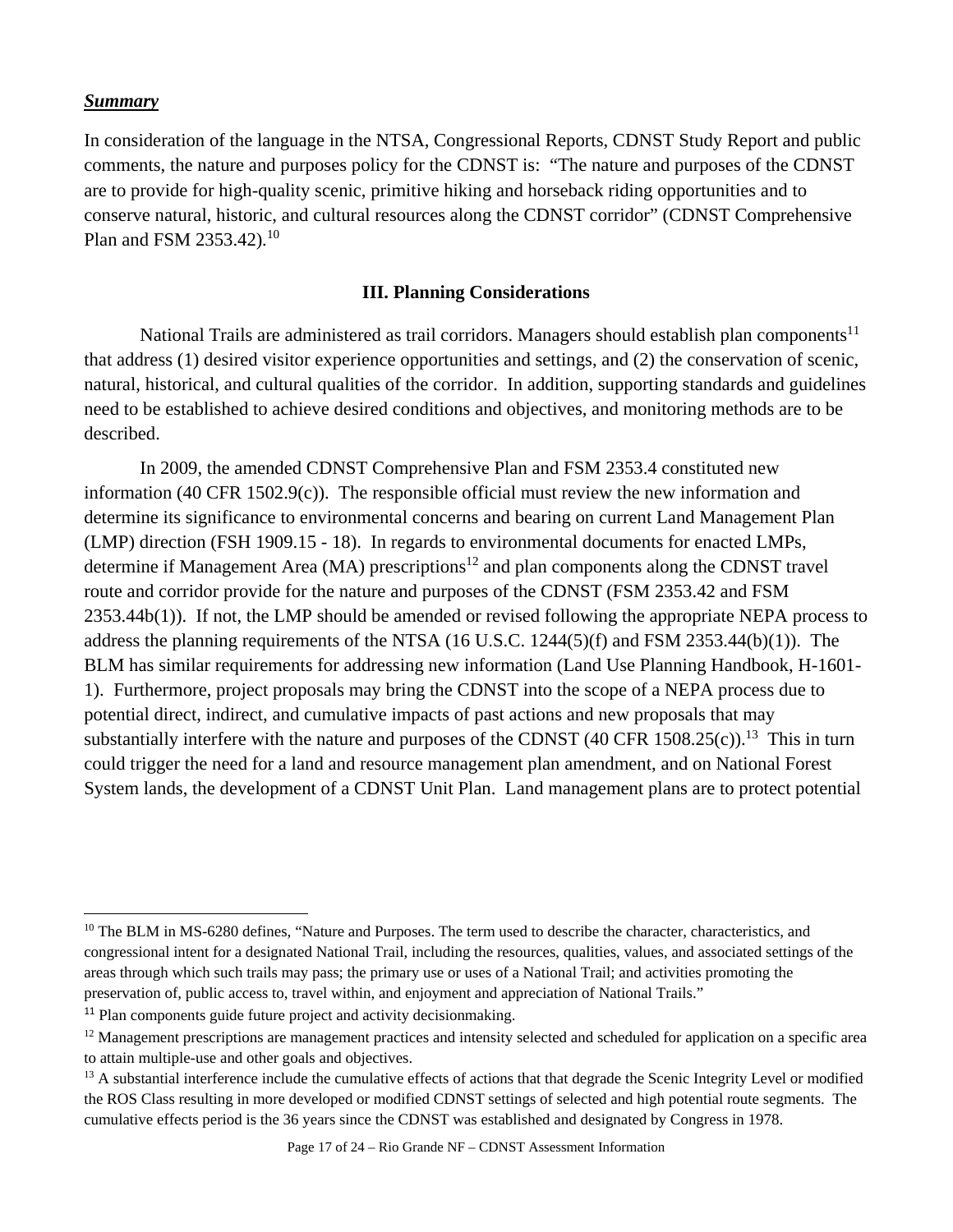***Summary***

In consideration of the language in the NTSA, Congressional Reports, CDNST Study Report and public comments, the nature and purposes policy for the CDNST is: "The nature and purposes of the CDNST are to provide for high-quality scenic, primitive hiking and horseback riding opportunities and to conserve natural, historic, and cultural resources along the CDNST corridor" (CDNST Comprehensive Plan and FSM 2353.42).[10]

## III. Planning Considerations

National Trails are administered as trail corridors. Managers should establish plan components[11] that address (1) desired visitor experience opportunities and settings, and (2) the conservation of scenic, natural, historical, and cultural qualities of the corridor. In addition, supporting standards and guidelines need to be established to achieve desired conditions and objectives, and monitoring methods are to be described.

In 2009, the amended CDNST Comprehensive Plan and FSM 2353.4 constituted new information (40 CFR 1502.9(c)). The responsible official must review the new information and determine its significance to environmental concerns and bearing on current Land Management Plan (LMP) direction (FSH 1909.15 - 18). In regards to environmental documents for enacted LMPs, determine if Management Area (MA) prescriptions[12] and plan components along the CDNST travel route and corridor provide for the nature and purposes of the CDNST (FSM 2353.42 and FSM 2353.44b(1)). If not, the LMP should be amended or revised following the appropriate NEPA process to address the planning requirements of the NTSA (16 U.S.C. 1244(5)(f) and FSM 2353.44(b)(1)). The BLM has similar requirements for addressing new information (Land Use Planning Handbook, H-1601-1). Furthermore, project proposals may bring the CDNST into the scope of a NEPA process due to potential direct, indirect, and cumulative impacts of past actions and new proposals that may substantially interfere with the nature and purposes of the CDNST (40 CFR 1508.25(c)).[13] This in turn could trigger the need for a land and resource management plan amendment, and on National Forest System lands, the development of a CDNST Unit Plan. Land management plans are to protect potential

---

[10] The BLM in MS-6280 defines, "Nature and Purposes. The term used to describe the character, characteristics, and congressional intent for a designated National Trail, including the resources, qualities, values, and associated settings of the areas through which such trails may pass; the primary use or uses of a National Trail; and activities promoting the preservation of, public access to, travel within, and enjoyment and appreciation of National Trails."

[11] Plan components guide future project and activity decisionmaking.

[12] Management prescriptions are management practices and intensity selected and scheduled for application on a specific area to attain multiple-use and other goals and objectives.

[13] A substantial interference include the cumulative effects of actions that that degrade the Scenic Integrity Level or modified the ROS Class resulting in more developed or modified CDNST settings of selected and high potential route segments. The cumulative effects period is the 36 years since the CDNST was established and designated by Congress in 1978.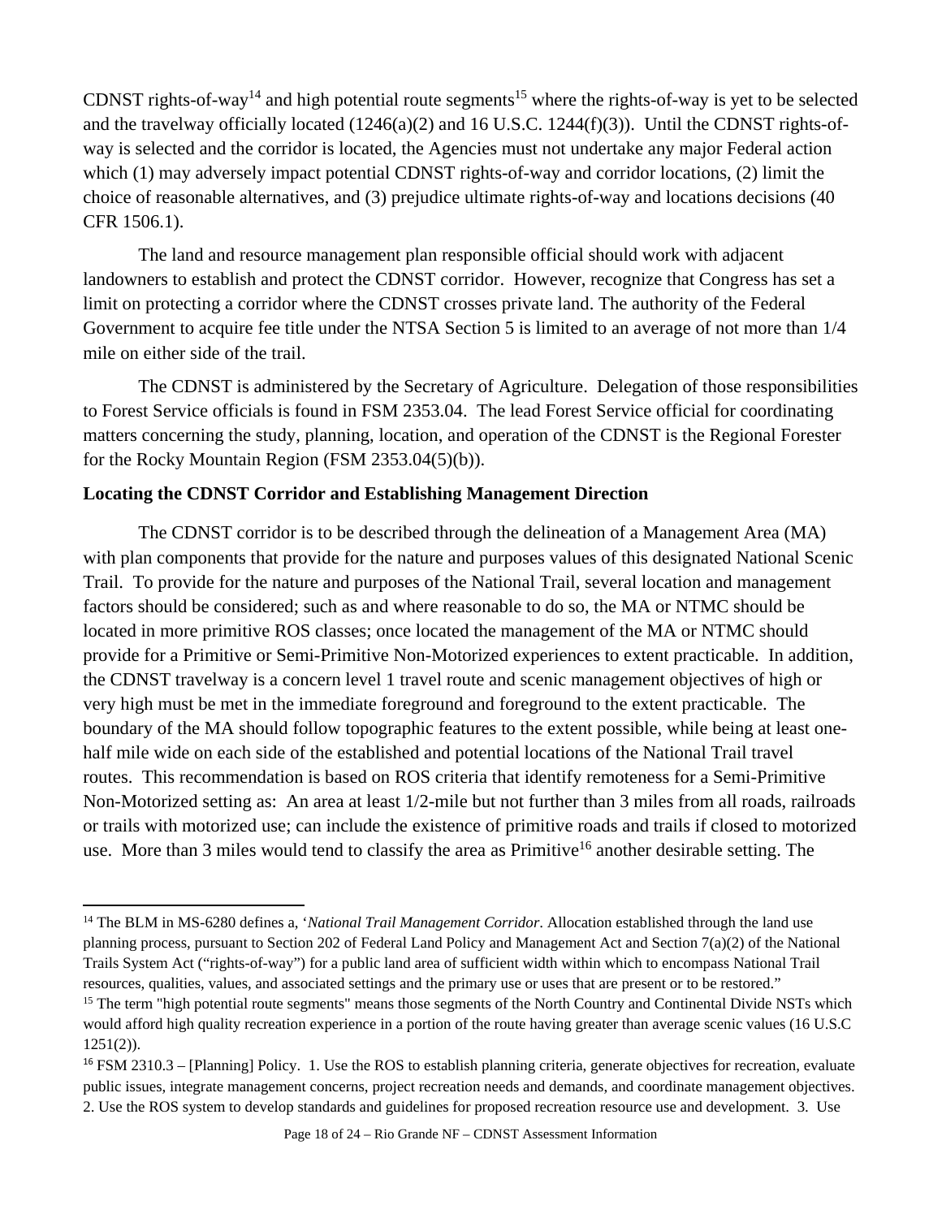CDNST rights-of-way[14] and high potential route segments[15] where the rights-of-way is yet to be selected and the travelway officially located (1246(a)(2) and 16 U.S.C. 1244(f)(3)). Until the CDNST rights-of-way is selected and the corridor is located, the Agencies must not undertake any major Federal action which (1) may adversely impact potential CDNST rights-of-way and corridor locations, (2) limit the choice of reasonable alternatives, and (3) prejudice ultimate rights-of-way and locations decisions (40 CFR 1506.1).

The land and resource management plan responsible official should work with adjacent landowners to establish and protect the CDNST corridor. However, recognize that Congress has set a limit on protecting a corridor where the CDNST crosses private land. The authority of the Federal Government to acquire fee title under the NTSA Section 5 is limited to an average of not more than 1/4 mile on either side of the trail.

The CDNST is administered by the Secretary of Agriculture. Delegation of those responsibilities to Forest Service officials is found in FSM 2353.04. The lead Forest Service official for coordinating matters concerning the study, planning, location, and operation of the CDNST is the Regional Forester for the Rocky Mountain Region (FSM 2353.04(5)(b)).

**Locating the CDNST Corridor and Establishing Management Direction**

The CDNST corridor is to be described through the delineation of a Management Area (MA) with plan components that provide for the nature and purposes values of this designated National Scenic Trail. To provide for the nature and purposes of the National Trail, several location and management factors should be considered; such as and where reasonable to do so, the MA or NTMC should be located in more primitive ROS classes; once located the management of the MA or NTMC should provide for a Primitive or Semi-Primitive Non-Motorized experiences to extent practicable. In addition, the CDNST travelway is a concern level 1 travel route and scenic management objectives of high or very high must be met in the immediate foreground and foreground to the extent practicable. The boundary of the MA should follow topographic features to the extent possible, while being at least one-half mile wide on each side of the established and potential locations of the National Trail travel routes. This recommendation is based on ROS criteria that identify remoteness for a Semi-Primitive Non-Motorized setting as: An area at least 1/2-mile but not further than 3 miles from all roads, railroads or trails with motorized use; can include the existence of primitive roads and trails if closed to motorized use. More than 3 miles would tend to classify the area as Primitive[16] another desirable setting. The

---

[14] The BLM in MS-6280 defines a, '*National Trail Management Corridor*. Allocation established through the land use planning process, pursuant to Section 202 of Federal Land Policy and Management Act and Section 7(a)(2) of the National Trails System Act ("rights-of-way") for a public land area of sufficient width within which to encompass National Trail resources, qualities, values, and associated settings and the primary use or uses that are present or to be restored."

[15] The term "high potential route segments" means those segments of the North Country and Continental Divide NSTs which would afford high quality recreation experience in a portion of the route having greater than average scenic values (16 U.S.C 1251(2)).

[16] FSM 2310.3 – [Planning] Policy. 1. Use the ROS to establish planning criteria, generate objectives for recreation, evaluate public issues, integrate management concerns, project recreation needs and demands, and coordinate management objectives. 2. Use the ROS system to develop standards and guidelines for proposed recreation resource use and development. 3. Use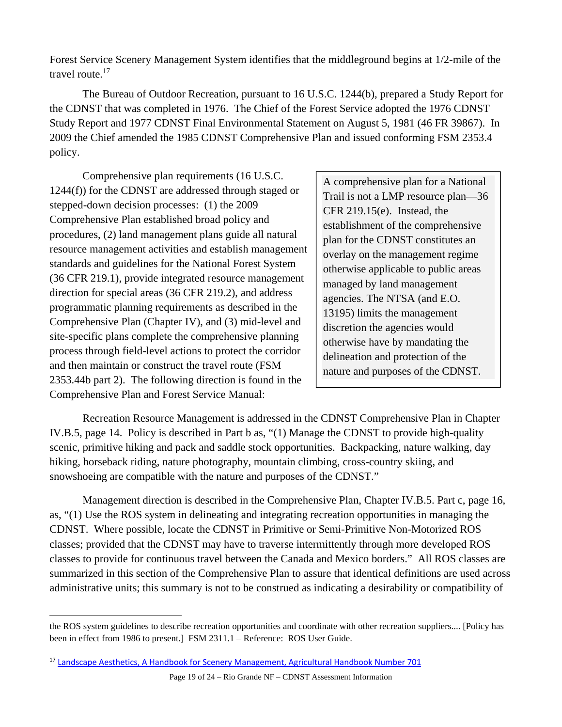Forest Service Scenery Management System identifies that the middleground begins at 1/2-mile of the travel route.[17]

The Bureau of Outdoor Recreation, pursuant to 16 U.S.C. 1244(b), prepared a Study Report for the CDNST that was completed in 1976. The Chief of the Forest Service adopted the 1976 CDNST Study Report and 1977 CDNST Final Environmental Statement on August 5, 1981 (46 FR 39867). In 2009 the Chief amended the 1985 CDNST Comprehensive Plan and issued conforming FSM 2353.4 policy.

Comprehensive plan requirements (16 U.S.C. 1244(f)) for the CDNST are addressed through staged or stepped-down decision processes: (1) the 2009 Comprehensive Plan established broad policy and procedures, (2) land management plans guide all natural resource management activities and establish management standards and guidelines for the National Forest System (36 CFR 219.1), provide integrated resource management direction for special areas (36 CFR 219.2), and address programmatic planning requirements as described in the Comprehensive Plan (Chapter IV), and (3) mid-level and site-specific plans complete the comprehensive planning process through field-level actions to protect the corridor and then maintain or construct the travel route (FSM 2353.44b part 2). The following direction is found in the Comprehensive Plan and Forest Service Manual:

> A comprehensive plan for a National Trail is not a LMP resource plan—36 CFR 219.15(e). Instead, the establishment of the comprehensive plan for the CDNST constitutes an overlay on the management regime otherwise applicable to public areas managed by land management agencies. The NTSA (and E.O. 13195) limits the management discretion the agencies would otherwise have by mandating the delineation and protection of the nature and purposes of the CDNST.

Recreation Resource Management is addressed in the CDNST Comprehensive Plan in Chapter IV.B.5, page 14. Policy is described in Part b as, "(1) Manage the CDNST to provide high-quality scenic, primitive hiking and pack and saddle stock opportunities. Backpacking, nature walking, day hiking, horseback riding, nature photography, mountain climbing, cross-country skiing, and snowshoeing are compatible with the nature and purposes of the CDNST."

Management direction is described in the Comprehensive Plan, Chapter IV.B.5. Part c, page 16, as, "(1) Use the ROS system in delineating and integrating recreation opportunities in managing the CDNST. Where possible, locate the CDNST in Primitive or Semi-Primitive Non-Motorized ROS classes; provided that the CDNST may have to traverse intermittently through more developed ROS classes to provide for continuous travel between the Canada and Mexico borders." All ROS classes are summarized in this section of the Comprehensive Plan to assure that identical definitions are used across administrative units; this summary is not to be construed as indicating a desirability or compatibility of

---

the ROS system guidelines to describe recreation opportunities and coordinate with other recreation suppliers.... [Policy has been in effect from 1986 to present.] FSM 2311.1 – Reference: ROS User Guide.

[17] Landscape Aesthetics, A Handbook for Scenery Management, Agricultural Handbook Number 701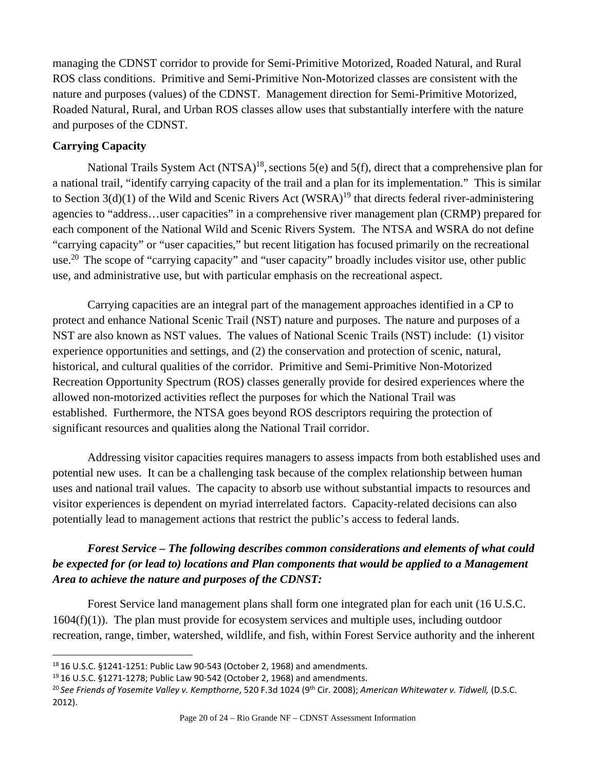managing the CDNST corridor to provide for Semi-Primitive Motorized, Roaded Natural, and Rural ROS class conditions. Primitive and Semi-Primitive Non-Motorized classes are consistent with the nature and purposes (values) of the CDNST. Management direction for Semi-Primitive Motorized, Roaded Natural, Rural, and Urban ROS classes allow uses that substantially interfere with the nature and purposes of the CDNST.

**Carrying Capacity**

National Trails System Act (NTSA)[18], sections 5(e) and 5(f), direct that a comprehensive plan for a national trail, "identify carrying capacity of the trail and a plan for its implementation." This is similar to Section 3(d)(1) of the Wild and Scenic Rivers Act (WSRA)[19] that directs federal river-administering agencies to "address…user capacities" in a comprehensive river management plan (CRMP) prepared for each component of the National Wild and Scenic Rivers System. The NTSA and WSRA do not define "carrying capacity" or "user capacities," but recent litigation has focused primarily on the recreational use.[20] The scope of "carrying capacity" and "user capacity" broadly includes visitor use, other public use, and administrative use, but with particular emphasis on the recreational aspect.

Carrying capacities are an integral part of the management approaches identified in a CP to protect and enhance National Scenic Trail (NST) nature and purposes. The nature and purposes of a NST are also known as NST values. The values of National Scenic Trails (NST) include: (1) visitor experience opportunities and settings, and (2) the conservation and protection of scenic, natural, historical, and cultural qualities of the corridor. Primitive and Semi-Primitive Non-Motorized Recreation Opportunity Spectrum (ROS) classes generally provide for desired experiences where the allowed non-motorized activities reflect the purposes for which the National Trail was established. Furthermore, the NTSA goes beyond ROS descriptors requiring the protection of significant resources and qualities along the National Trail corridor.

Addressing visitor capacities requires managers to assess impacts from both established uses and potential new uses. It can be a challenging task because of the complex relationship between human uses and national trail values. The capacity to absorb use without substantial impacts to resources and visitor experiences is dependent on myriad interrelated factors. Capacity-related decisions can also potentially lead to management actions that restrict the public's access to federal lands.

***Forest Service – The following describes common considerations and elements of what could be expected for (or lead to) locations and Plan components that would be applied to a Management Area to achieve the nature and purposes of the CDNST:***

Forest Service land management plans shall form one integrated plan for each unit (16 U.S.C. 1604(f)(1)). The plan must provide for ecosystem services and multiple uses, including outdoor recreation, range, timber, watershed, wildlife, and fish, within Forest Service authority and the inherent

[18] 16 U.S.C. §1241-1251: Public Law 90-543 (October 2, 1968) and amendments.

[19] 16 U.S.C. §1271-1278; Public Law 90-542 (October 2, 1968) and amendments.

[20] *See Friends of Yosemite Valley v. Kempthorne*, 520 F.3d 1024 (9th Cir. 2008); *American Whitewater v. Tidwell,* (D.S.C. 2012).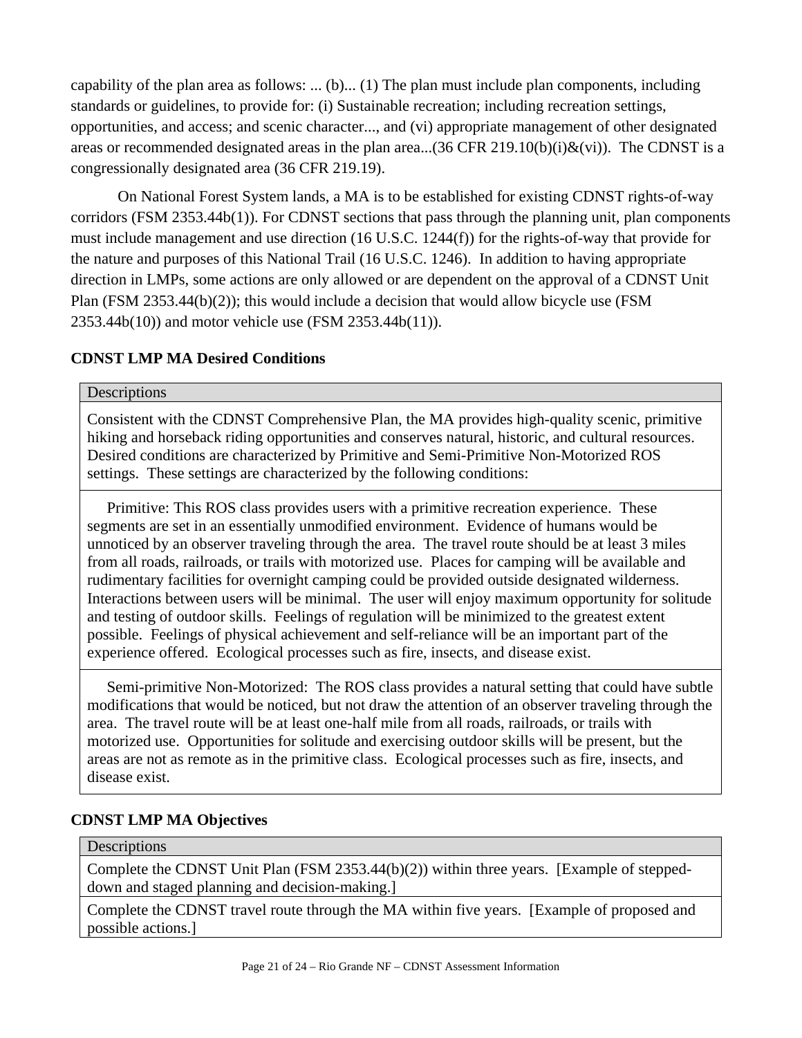capability of the plan area as follows: ... (b)... (1) The plan must include plan components, including standards or guidelines, to provide for: (i) Sustainable recreation; including recreation settings, opportunities, and access; and scenic character..., and (vi) appropriate management of other designated areas or recommended designated areas in the plan area...(36 CFR 219.10(b)(i)&(vi)). The CDNST is a congressionally designated area (36 CFR 219.19).

On National Forest System lands, a MA is to be established for existing CDNST rights-of-way corridors (FSM 2353.44b(1)). For CDNST sections that pass through the planning unit, plan components must include management and use direction (16 U.S.C. 1244(f)) for the rights-of-way that provide for the nature and purposes of this National Trail (16 U.S.C. 1246). In addition to having appropriate direction in LMPs, some actions are only allowed or are dependent on the approval of a CDNST Unit Plan (FSM 2353.44(b)(2)); this would include a decision that would allow bicycle use (FSM 2353.44b(10)) and motor vehicle use (FSM 2353.44b(11)).

**CDNST LMP MA Desired Conditions**

| Descriptions |
|---|
| Consistent with the CDNST Comprehensive Plan, the MA provides high-quality scenic, primitive hiking and horseback riding opportunities and conserves natural, historic, and cultural resources. Desired conditions are characterized by Primitive and Semi-Primitive Non-Motorized ROS settings. These settings are characterized by the following conditions: |
| Primitive: This ROS class provides users with a primitive recreation experience. These segments are set in an essentially unmodified environment. Evidence of humans would be unnoticed by an observer traveling through the area. The travel route should be at least 3 miles from all roads, railroads, or trails with motorized use. Places for camping will be available and rudimentary facilities for overnight camping could be provided outside designated wilderness. Interactions between users will be minimal. The user will enjoy maximum opportunity for solitude and testing of outdoor skills. Feelings of regulation will be minimized to the greatest extent possible. Feelings of physical achievement and self-reliance will be an important part of the experience offered. Ecological processes such as fire, insects, and disease exist. |
| Semi-primitive Non-Motorized: The ROS class provides a natural setting that could have subtle modifications that would be noticed, but not draw the attention of an observer traveling through the area. The travel route will be at least one-half mile from all roads, railroads, or trails with motorized use. Opportunities for solitude and exercising outdoor skills will be present, but the areas are not as remote as in the primitive class. Ecological processes such as fire, insects, and disease exist. |

**CDNST LMP MA Objectives**

| Descriptions |
|---|
| Complete the CDNST Unit Plan (FSM 2353.44(b)(2)) within three years. [Example of stepped-down and staged planning and decision-making.] |
| Complete the CDNST travel route through the MA within five years. [Example of proposed and possible actions.] |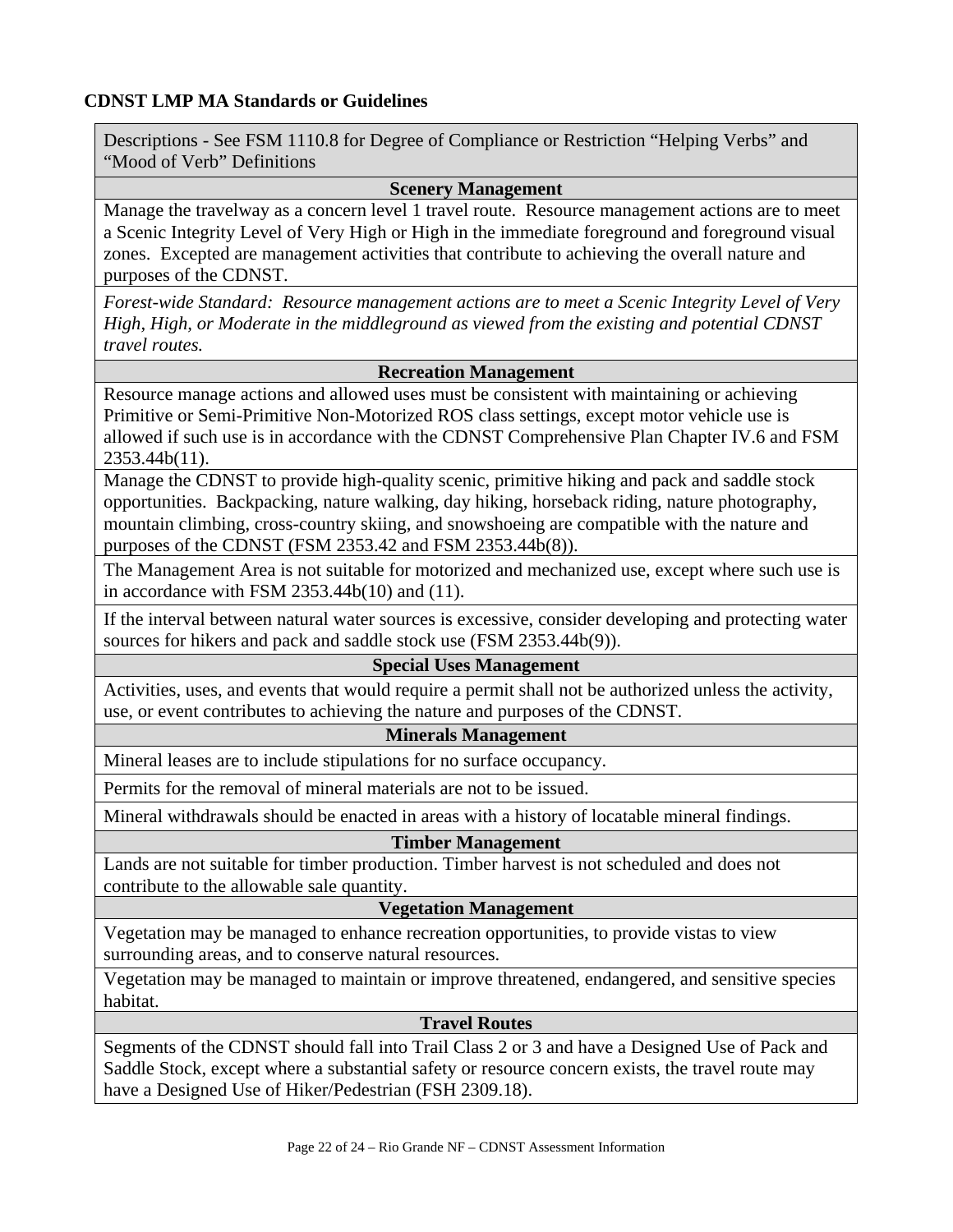**CDNST LMP MA Standards or Guidelines**

| Descriptions - See FSM 1110.8 for Degree of Compliance or Restriction "Helping Verbs" and "Mood of Verb" Definitions |
|---|
| **Scenery Management** |
| Manage the travelway as a concern level 1 travel route. Resource management actions are to meet a Scenic Integrity Level of Very High or High in the immediate foreground and foreground visual zones. Excepted are management activities that contribute to achieving the overall nature and purposes of the CDNST. |
| *Forest-wide Standard: Resource management actions are to meet a Scenic Integrity Level of Very High, High, or Moderate in the middleground as viewed from the existing and potential CDNST travel routes.* |
| **Recreation Management** |
| Resource manage actions and allowed uses must be consistent with maintaining or achieving Primitive or Semi-Primitive Non-Motorized ROS class settings, except motor vehicle use is allowed if such use is in accordance with the CDNST Comprehensive Plan Chapter IV.6 and FSM 2353.44b(11). |
| Manage the CDNST to provide high-quality scenic, primitive hiking and pack and saddle stock opportunities. Backpacking, nature walking, day hiking, horseback riding, nature photography, mountain climbing, cross-country skiing, and snowshoeing are compatible with the nature and purposes of the CDNST (FSM 2353.42 and FSM 2353.44b(8)). |
| The Management Area is not suitable for motorized and mechanized use, except where such use is in accordance with FSM 2353.44b(10) and (11). |
| If the interval between natural water sources is excessive, consider developing and protecting water sources for hikers and pack and saddle stock use (FSM 2353.44b(9)). |
| **Special Uses Management** |
| Activities, uses, and events that would require a permit shall not be authorized unless the activity, use, or event contributes to achieving the nature and purposes of the CDNST. |
| **Minerals Management** |
| Mineral leases are to include stipulations for no surface occupancy. |
| Permits for the removal of mineral materials are not to be issued. |
| Mineral withdrawals should be enacted in areas with a history of locatable mineral findings. |
| **Timber Management** |
| Lands are not suitable for timber production. Timber harvest is not scheduled and does not contribute to the allowable sale quantity. |
| **Vegetation Management** |
| Vegetation may be managed to enhance recreation opportunities, to provide vistas to view surrounding areas, and to conserve natural resources. |
| Vegetation may be managed to maintain or improve threatened, endangered, and sensitive species habitat. |
| **Travel Routes** |
| Segments of the CDNST should fall into Trail Class 2 or 3 and have a Designed Use of Pack and Saddle Stock, except where a substantial safety or resource concern exists, the travel route may have a Designed Use of Hiker/Pedestrian (FSH 2309.18). |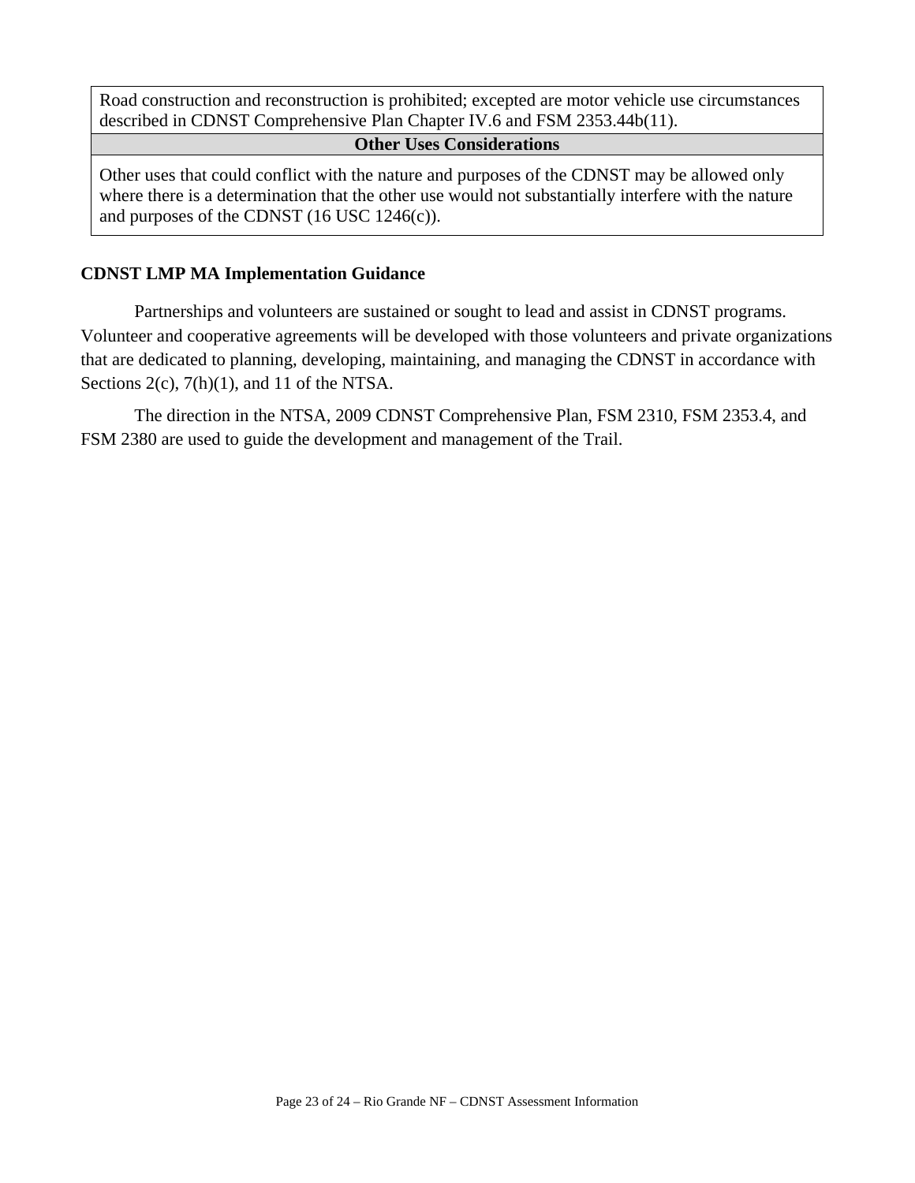| Road construction and reconstruction is prohibited; excepted are motor vehicle use circumstances described in CDNST Comprehensive Plan Chapter IV.6 and FSM 2353.44b(11). |
| --- |
| **Other Uses Considerations** |
| Other uses that could conflict with the nature and purposes of the CDNST may be allowed only where there is a determination that the other use would not substantially interfere with the nature and purposes of the CDNST (16 USC 1246(c)). |

**CDNST LMP MA Implementation Guidance**

Partnerships and volunteers are sustained or sought to lead and assist in CDNST programs. Volunteer and cooperative agreements will be developed with those volunteers and private organizations that are dedicated to planning, developing, maintaining, and managing the CDNST in accordance with Sections 2(c), 7(h)(1), and 11 of the NTSA.

The direction in the NTSA, 2009 CDNST Comprehensive Plan, FSM 2310, FSM 2353.4, and FSM 2380 are used to guide the development and management of the Trail.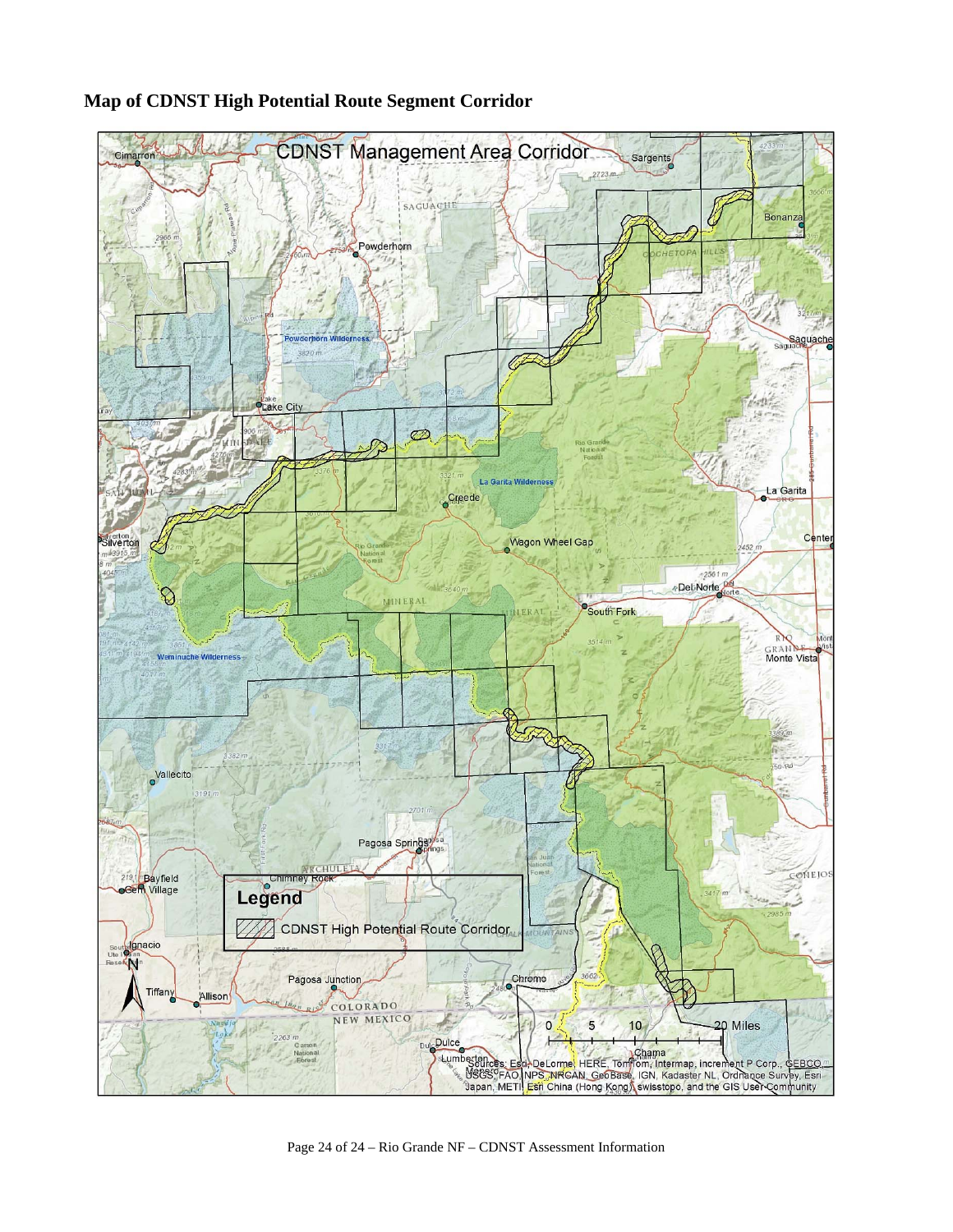## Map of CDNST High Potential Route Segment Corridor

CDNST Management Area Corridor

Legend

CDNST High Potential Route Corridor

0 5 10 20 Miles

Sources: Esri, DeLorme, HERE, TomTom, Intermap, increment P Corp., GEBCO, USGS, FAO, NPS, NRCAN, GeoBase, IGN, Kadaster NL, Ordnance Survey, Esri Japan, METI, Esri China (Hong Kong), swisstopo, and the GIS User Community